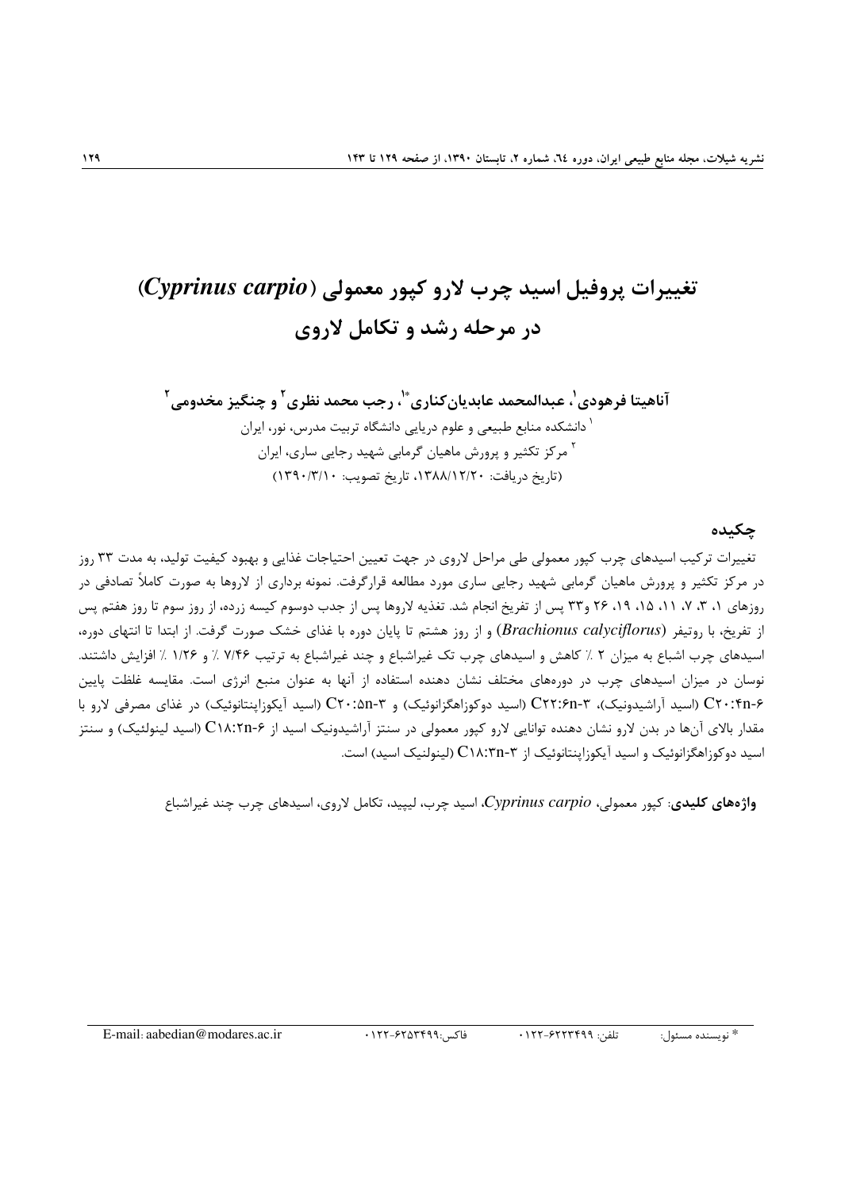# تغییرات پروفیل اسید چرب لارو کپور معمولی (*Cyprinus carpio*) در مرحله رشد و تکامل لاروی

**آناهیتا فرهودی[1]، عبدالمحمد عابدیان‌کناری*[1]، رجب محمد نظری[2] و چنگیز مخدومی[2]**

[1] دانشکده منابع طبیعی و علوم دریایی دانشگاه تربیت مدرس، نور، ایران

[2] مرکز تکثیر و پرورش ماهیان گرمابی شهید رجایی ساری، ایران

(تاریخ دریافت: ۱۳۸۸/۱۲/۲۰، تاریخ تصویب: ۱۳۹۰/۳/۱۰)

## چکیده

تغییرات ترکیب اسیدهای چرب کپور معمولی طی مراحل لاروی در جهت تعیین احتیاجات غذایی و بهبود کیفیت تولید، به مدت ۳۳ روز در مرکز تکثیر و پرورش ماهیان گرمابی شهید رجایی ساری مورد مطالعه قرارگرفت. نمونه برداری از لاروها به صورت کاملاً تصادفی در روزهای ۱، ۳، ۷، ۱۱، ۱۵، ۱۹، ۲۶ و۳۳ پس از تفریخ انجام شد. تغذیه لاروها پس از جذب دوسوم کیسه زرده، از روز سوم تا روز هفتم پس از تفریخ، با روتیفر (*Brachionus calyciflorus*) و از روز هشتم تا پایان دوره با غذای خشک صورت گرفت. از ابتدا تا انتهای دوره، اسیدهای چرب اشباع به میزان ۲ ٪ کاهش و اسیدهای چرب تک غیراشباع و چند غیراشباع به ترتیب ۷/۴۶ ٪ و ۱/۲۶ ٪ افزایش داشتند. نوسان در میزان اسیدهای چرب در دوره‌های مختلف نشان دهنده استفاده از آنها به عنوان منبع انرژی است. مقایسه غلظت پایین C۲۰:۴n-۶ (اسید آراشیدونیک)، C۲۲:۶n-۳ (اسید دوکوزاهگزانوئیک) و C۲۰:۵n-۳ (اسید آیکوزاپنتانوئیک) در غذای مصرفی لارو با مقدار بالای آن‌ها در بدن لارو نشان دهنده توانایی لارو کپور معمولی در سنتز آراشیدونیک اسید از C۱۸:۲n-۶ (اسید لینولئیک) و سنتز اسید دوکوزاهگزانوئیک و اسید آیکوزاپنتانوئیک از C۱۸:۳n-۳ (لینولنیک اسید) است.

**واژه‌های کلیدی**: کپور معمولی، *Cyprinus carpio*، اسید چرب، لیپید، تکامل لاروی، اسیدهای چرب چند غیراشباع

---

* نویسنده مسئول: تلفن: ۶۲۲۳۴۹۹-۰۱۲۲ فاکس:۶۲۵۳۴۹۹-۰۱۲۲ E-mail: aabedian@modares.ac.ir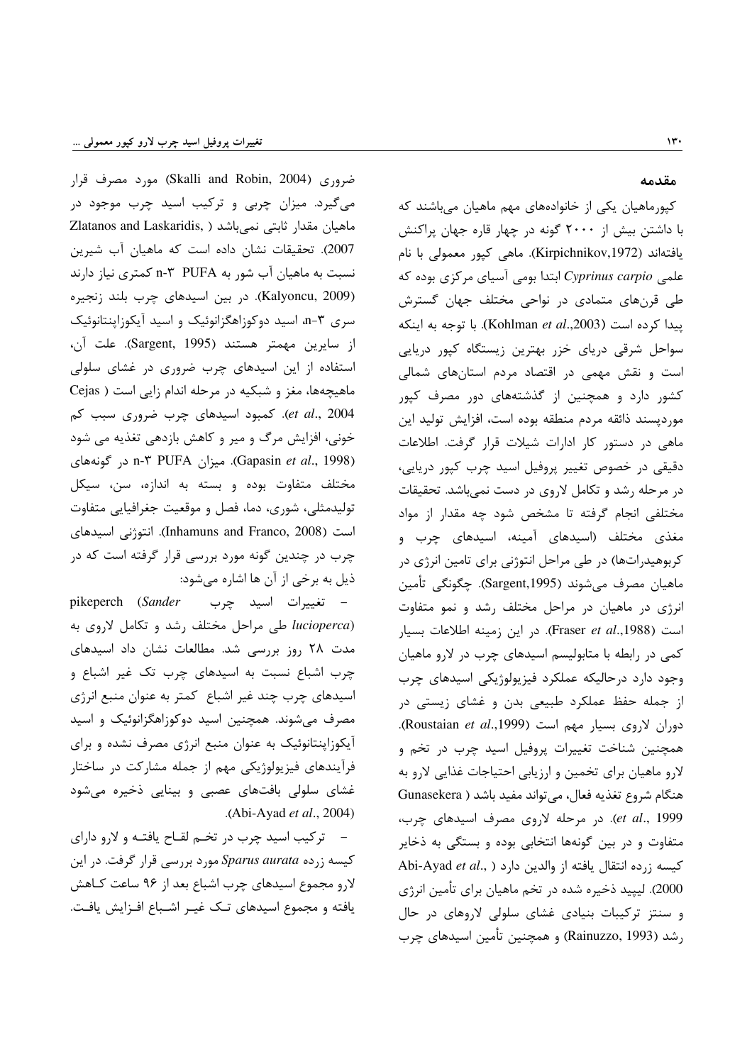## مقدمه

کپورماهیان یکی از خانواده‌های مهم ماهیان می‌باشند که با داشتن بیش از ۲۰۰۰ گونه در چهار قاره جهان پراکنش یافته‌اند (Kirpichnikov,1972). ماهی کپور معمولی با نام علمی *Cyprinus carpio* ابتدا بومی آسیای مرکزی بوده که طی قرن‌های متمادی در نواحی مختلف جهان گسترش پیدا کرده است (Kohlman *et al*.,2003). با توجه به اینکه سواحل شرقی دریای خزر بهترین زیستگاه کپور دریایی است و نقش مهمی در اقتصاد مردم استان‌های شمالی کشور دارد و همچنین از گذشته‌های دور مصرف کپور موردپسند ذائقه مردم منطقه بوده است، افزایش تولید این ماهی در دستور کار ادارات شیلات قرار گرفت. اطلاعات دقیقی در خصوص تغییر پروفیل اسید چرب کپور دریایی، در مرحله رشد و تکامل لاروی در دست نمی‌باشد. تحقیقات مختلفی انجام گرفته تا مشخص شود چه مقدار از مواد مغذی مختلف (اسیدهای آمینه، اسیدهای چرب و کربوهیدرات‌ها) در طی مراحل انتوژنی برای تامین انرژی در ماهیان مصرف می‌شوند (Sargent,1995). چگونگی تأمین انرژی در ماهیان در مراحل مختلف رشد و نمو متفاوت است (Fraser *et al*.,1988). در این زمینه اطلاعات بسیار کمی در رابطه با متابولیسم اسیدهای چرب در لارو ماهیان وجود دارد درحالیکه عملکرد فیزیولوژیکی اسیدهای چرب از جمله حفظ عملکرد طبیعی بدن و غشای زیستی در دوران لاروی بسیار مهم است (Roustaian *et al*.,1999). همچنین شناخت تغییرات پروفیل اسید چرب در تخم و لارو ماهیان برای تخمین و ارزیابی احتیاجات غذایی لارو به هنگام شروع تغذیه فعال، می‌تواند مفید باشد ( Gunasekera *et al*., 1999). در مرحله لاروی مصرف اسیدهای چرب، متفاوت و در بین گونه‌ها انتخابی بوده و بستگی به ذخایر کیسه زرده انتقال یافته از والدین دارد ( Abi-Ayad *et al*., 2000). لیپید ذخیره شده در تخم ماهیان برای تأمین انرژی و سنتز ترکیبات بنیادی غشای سلولی لاروهای در حال رشد (Rainuzzo, 1993) و همچنین تأمین اسیدهای چرب ضروری (Skalli and Robin, 2004) مورد مصرف قرار می‌گیرد. میزان چربی و ترکیب اسید چرب موجود در ماهیان مقدار ثابتی نمی‌باشد ( Zlatanos and Laskaridis, 2007). تحقیقات نشان داده است که ماهیان آب شیرین نسبت به ماهیان آب شور به n-۳ PUFA کمتری نیاز دارند (Kalyoncu, 2009). در بین اسیدهای چرب بلند زنجیره سری n-۳، اسید دوکوزاهگزانوئیک و اسید آیکوزاپنتانوئیک از سایرین مهمتر هستند (Sargent, 1995). علت آن، استفاده از این اسیدهای چرب ضروری در غشای سلولی ماهیچه‌ها، مغز و شبکیه در مرحله اندام زایی است ( Cejas *et al*., 2004). کمبود اسیدهای چرب ضروری سبب کم خونی، افزایش مرگ و میر و کاهش بازدهی تغذیه می شود (Gapasin *et al*., 1998). میزان n-۳ PUFA در گونه‌های مختلف متفاوت بوده و بسته به اندازه، سن، سیکل تولیدمثلی، شوری، دما، فصل و موقعیت جغرافیایی متفاوت است (Inhamuns and Franco, 2008). انتوژنی اسیدهای چرب در چندین گونه مورد بررسی قرار گرفته است که در ذیل به برخی از آن ها اشاره می‌شود:

- تغییرات اسید چرب pikeperch (*Sander lucioperca*) طی مراحل مختلف رشد و تکامل لاروی به مدت ۲۸ روز بررسی شد. مطالعات نشان داد اسیدهای چرب اشباع نسبت به اسیدهای چرب تک غیر اشباع و اسیدهای چرب چند غیر اشباع کمتر به عنوان منبع انرژی مصرف می‌شوند. همچنین اسید دوکوزاهگزانوئیک و اسید آیکوزاپنتانوئیک به عنوان منبع انرژی مصرف نشده و برای فرآیندهای فیزیولوژیکی مهم از جمله مشارکت در ساختار غشای سلولی بافت‌های عصبی و بینایی ذخیره می‌شود (Abi-Ayad *et al*., 2004).
- ترکیب اسید چرب در تخم لقاح یافته و لارو دارای کیسه زرده *Sparus aurata* مورد بررسی قرار گرفت. در این لارو مجموع اسیدهای چرب اشباع بعد از ۹۶ ساعت کاهش یافته و مجموع اسیدهای تک غیر اشباع افزایش یافت.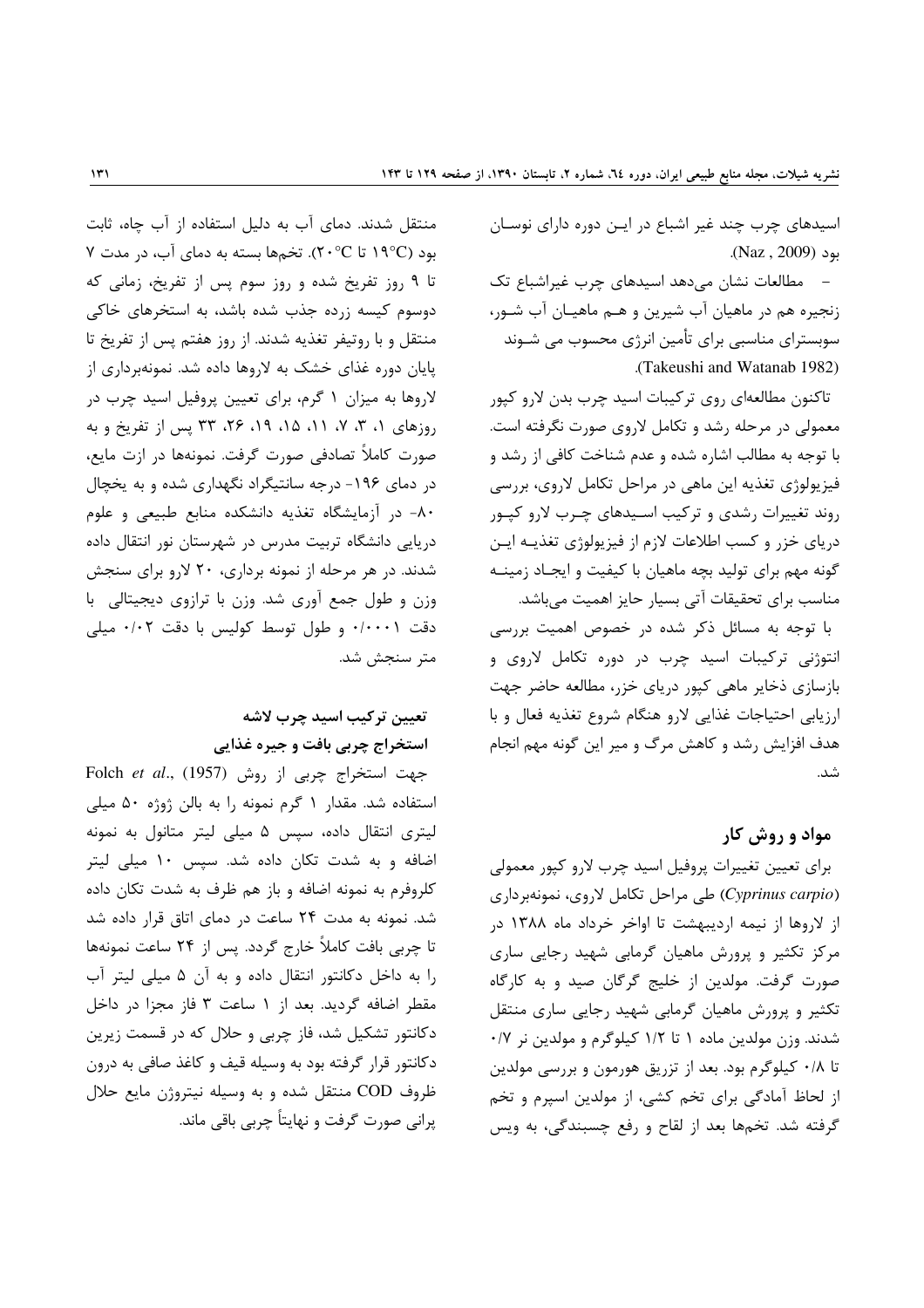اسیدهای چرب چند غیر اشباع در این دوره دارای نوسان بود (Naz , 2009).

- مطالعات نشان می‌دهد اسیدهای چرب غیراشباع تک زنجیره هم در ماهیان آب شیرین و هم ماهیان آب شور، سوبسترای مناسبی برای تأمین انرژی محسوب می شوند (Takeushi and Watanab 1982).

تاکنون مطالعه‌ای روی ترکیبات اسید چرب بدن لارو کپور معمولی در مرحله رشد و تکامل لاروی صورت نگرفته است. با توجه به مطالب اشاره شده و عدم شناخت کافی از رشد و فیزیولوژی تغذیه این ماهی در مراحل تکامل لاروی، بررسی روند تغییرات رشدی و ترکیب اسیدهای چرب لارو کپور دریای خزر و کسب اطلاعات لازم از فیزیولوژی تغذیه این گونه مهم برای تولید بچه ماهیان با کیفیت و ایجاد زمینه مناسب برای تحقیقات آتی بسیار حایز اهمیت می‌باشد.

با توجه به مسائل ذکر شده در خصوص اهمیت بررسی انتوژنی ترکیبات اسید چرب در دوره تکامل لاروی و بازسازی ذخایر ماهی کپور دریای خزر، مطالعه حاضر جهت ارزیابی احتیاجات غذایی لارو هنگام شروع تغذیه فعال و با هدف افزایش رشد و کاهش مرگ و میر این گونه مهم انجام شد.

## مواد و روش کار

برای تعیین تغییرات پروفیل اسید چرب لارو کپور معمولی (*Cyprinus carpio*) طی مراحل تکامل لاروی، نمونه‌برداری از لاروها از نیمه اردیبهشت تا اواخر خرداد ماه ۱۳۸۸ در مرکز تکثیر و پرورش ماهیان گرمابی شهید رجایی ساری صورت گرفت. مولدین از خلیج گرگان صید و به کارگاه تکثیر و پرورش ماهیان گرمابی شهید رجایی ساری منتقل شدند. وزن مولدین ماده ۱ تا ۱/۲ کیلوگرم و مولدین نر ۰/۷ تا ۰/۸ کیلوگرم بود. بعد از تزریق هورمون و بررسی مولدین از لحاظ آمادگی برای تخم کشی، از مولدین اسپرم و تخم گرفته شد. تخم‌ها بعد از لقاح و رفع چسبندگی، به ویس منتقل شدند. دمای آب به دلیل استفاده از آب چاه، ثابت بود (۱۹°C تا ۲۰°C). تخم‌ها بسته به دمای آب، در مدت ۷ تا ۹ روز تفریخ شده و روز سوم پس از تفریخ، زمانی که دوسوم کیسه زرده جذب شده باشد، به استخرهای خاکی منتقل و با روتیفر تغذیه شدند. از روز هفتم پس از تفریخ تا پایان دوره غذای خشک به لاروها داده شد. نمونه‌برداری از لاروها به میزان ۱ گرم، برای تعیین پروفیل اسید چرب در روزهای ۱، ۳، ۷، ۱۱، ۱۵، ۱۹، ۲۶، ۳۳ پس از تفریخ و به صورت کاملاً تصادفی صورت گرفت. نمونه‌ها در ازت مایع، در دمای ۱۹۶- درجه سانتیگراد نگهداری شده و به یخچال ۸۰- در آزمایشگاه تغذیه دانشکده منابع طبیعی و علوم دریایی دانشگاه تربیت مدرس در شهرستان نور انتقال داده شدند. در هر مرحله از نمونه برداری، ۲۰ لارو برای سنجش وزن و طول جمع آوری شد. وزن با ترازوی دیجیتالی با دقت ۰/۰۰۰۱ و طول توسط کولیس با دقت ۰/۰۲ میلی متر سنجش شد.

### تعیین ترکیب اسید چرب لاشه

### استخراج چربی بافت و جیره غذایی

جهت استخراج چربی از روش Folch *et al*., (1957) استفاده شد. مقدار ۱ گرم نمونه را به بالن ژوژه ۵۰ میلی لیتری انتقال داده، سپس ۵ میلی لیتر متانول به نمونه اضافه و به شدت تکان داده شد. سپس ۱۰ میلی لیتر کلروفرم به نمونه اضافه و باز هم ظرف به شدت تکان داده شد. نمونه به مدت ۲۴ ساعت در دمای اتاق قرار داده شد تا چربی بافت کاملاً خارج گردد. پس از ۲۴ ساعت نمونه‌ها را به داخل دکانتور انتقال داده و به آن ۵ میلی لیتر آب مقطر اضافه گردید. بعد از ۱ ساعت ۳ فاز مجزا در داخل دکانتور تشکیل شد، فاز چربی و حلال که در قسمت زیرین دکانتور قرار گرفته بود به وسیله قیف و کاغذ صافی به درون ظروف COD منتقل شده و به وسیله نیتروژن مایع حلال پرانی صورت گرفت و نهایتاً چربی باقی ماند.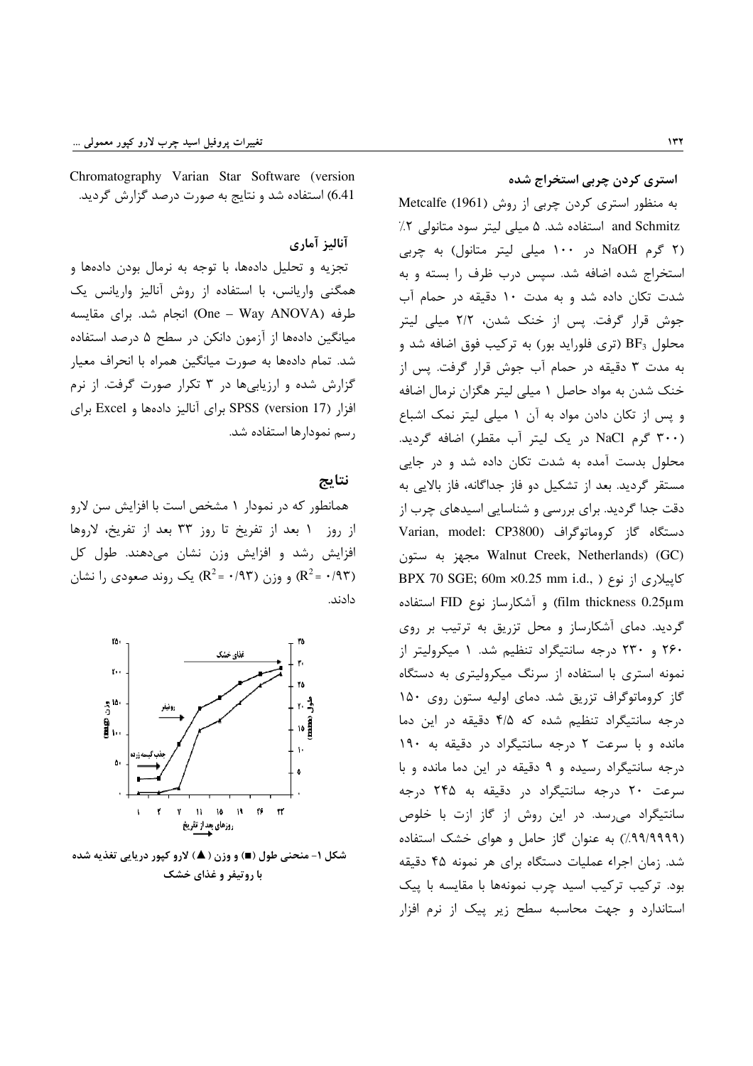### استری کردن چربی استخراج شده

به منظور استری کردن چربی از روش Metcalfe (1961) and Schmitz استفاده شد. ۵ میلی لیتر سود متانولی ۲٪ (۲ گرم NaOH در ۱۰۰ میلی لیتر متانول) به چربی استخراج شده اضافه شد. سپس درب ظرف را بسته و به شدت تکان داده شد و به مدت ۱۰ دقیقه در حمام آب جوش قرار گرفت. پس از خنک شدن، ۲/۲ میلی لیتر محلول $BF_3$ (تری فلوراید بور) به ترکیب فوق اضافه شد و به مدت ۳ دقیقه در حمام آب جوش قرار گرفت. پس از خنک شدن به مواد حاصل ۱ میلی لیتر هگزان نرمال اضافه و پس از تکان دادن مواد به آن ۱ میلی لیتر نمک اشباع (۳۰۰ گرم NaCl در یک لیتر آب مقطر) اضافه گردید. محلول بدست آمده به شدت تکان داده شد و در جایی مستقر گردید. بعد از تشکیل دو فاز جداگانه، فاز بالایی به دقت جدا گردید. برای بررسی و شناسایی اسیدهای چرب از دستگاه گاز کروماتوگراف (Varian, model: CP3800 Walnut Creek, Netherlands) (GC) مجهز به ستون کاپیلاری از نوع ( BPX 70 SGE; 60m ×0.25 mm i.d., film thickness 0.25µm) و آشکارساز نوع FID استفاده گردید. دمای آشکارساز و محل تزریق به ترتیب بر روی ۲۶۰ و ۲۳۰ درجه سانتیگراد تنظیم شد. ۱ میکرولیتر از نمونه استری با استفاده از سرنگ میکرولیتری به دستگاه گاز کروماتوگراف تزریق شد. دمای اولیه ستون روی ۱۵۰ درجه سانتیگراد تنظیم شده که ۴/۵ دقیقه در این دما مانده و با سرعت ۲ درجه سانتیگراد در دقیقه به ۱۹۰ درجه سانتیگراد رسیده و ۹ دقیقه در این دما مانده و با سرعت ۲۰ درجه سانتیگراد در دقیقه به ۲۴۵ درجه سانتیگراد می‌رسد. در این روش از گاز ازت با خلوص (۹۹/۹۹۹۹٪) به عنوان گاز حامل و هوای خشک استفاده شد. زمان اجراء عملیات دستگاه برای هر نمونه ۴۵ دقیقه بود. ترکیب ترکیب اسید چرب نمونه‌ها با مقایسه با پیک استاندارد و جهت محاسبه سطح زیر پیک از نرم افزار Chromatography Varian Star Software (version 6.41) استفاده شد و نتایج به صورت درصد گزارش گردید.

### آنالیز آماری

تجزیه و تحلیل داده‌ها، با توجه به نرمال بودن داده‌ها و همگنی واریانس، با استفاده از روش آنالیز واریانس یک طرفه (One – Way ANOVA) انجام شد. برای مقایسه میانگین داده‌ها از آزمون دانکن در سطح ۵ درصد استفاده شد. تمام داده‌ها به صورت میانگین همراه با انحراف معیار گزارش شده و ارزیابی‌ها در ۳ تکرار صورت گرفت. از نرم افزار SPSS (version 17) برای آنالیز داده‌ها و Excel برای رسم نمودارها استفاده شد.

## نتایج

همانطور که در نمودار ۱ مشخص است با افزایش سن لارو از روز ۱ بعد از تفریخ تا روز ۳۳ بعد از تفریخ، لاروها افزایش رشد و افزایش وزن نشان می‌دهند. طول کل ($R^2$ = ۰/۹۳) و وزن ($R^2$ = ۰/۹۳) یک روند صعودی را نشان دادند.

شکل ۱- منحنی طول (■) و وزن (▲) لارو کپور دریایی تغذیه شده با روتیفر و غذای خشک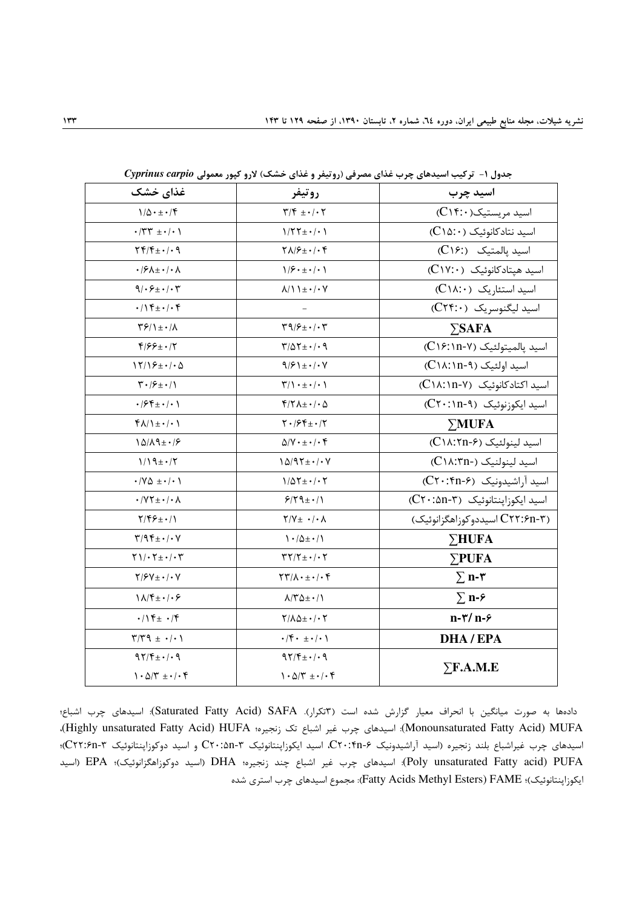جدول ۱- ترکیب اسیدهای چرب غذای مصرفی (روتیفر و غذای خشک) لارو کپور معمولی *Cyprinus carpio*

| اسید چرب | روتیفر | غذای خشک |
|---|---|---|
| اسید مریستیک(C۱۴:۰) | ۳/۴ ±۰/۰۲ | ۱/۵۰±۰/۴ |
| اسید نتادکانوئیک (C۱۵:۰) | ۱/۲۲±۰/۰۱ | ۰/۳۳ ±۰/۰۱ |
| اسید پالمتیک (C۱۶:) | ۲۸/۶±۰/۰۴ | ۲۴/۴±۰/۰۹ |
| اسید هپتادکانوئیک (C۱۷:۰) | ۱/۶۰±۰/۰۱ | ۰/۶۸±۰/۰۸ |
| اسید استئاریک (C۱۸:۰) | ۸/۱۱±۰/۰۷ | ۹/۰۶±۰/۰۳ |
| اسید لیگنوسریک (C۲۴:۰) | - | ۰/۱۴±۰/۰۴ |
| **∑SAFA** | ۳۹/۶±۰/۰۳ | ۳۶/۱±۰/۸ |
| اسید پالمیتولئیک (C۱۶:۱n-۷) | ۳/۵۲±۰/۰۹ | ۴/۶۶±۰/۲ |
| اسید اولئیک (C۱۸:۱n-۹) | ۹/۶۱±۰/۰۷ | ۱۲/۱۶±۰/۰۵ |
| اسید اکتادکانوئیک (C۱۸:۱n-۷) | ۳/۱۰±۰/۰۱ | ۳۰/۶±۰/۱ |
| اسید ایکوزنوئیک (C۲۰:۱n-۹) | ۴/۲۸±۰/۰۵ | ۰/۶۴±۰/۰۱ |
| **∑MUFA** | ۲۰/۶۴±۰/۲ | ۴۸/۱±۰/۰۱ |
| اسید لینولئیک (C۱۸:۲n-۶) | ۵/۷۰±۰/۰۴ | ۱۵/۸۹±۰/۶ |
| اسید لینولنیک (C۱۸:۳n-) | ۱۵/۹۲±۰/۰۷ | ۱/۱۹±۰/۲ |
| اسید آراشیدونیک (C۲۰:۴n-۶) | ۱/۵۲±۰/۰۲ | ۰/۷۵ ±۰/۰۱ |
| اسید ایکوزاپنتانوئیک (C۲۰:۵n-۳) | ۶/۲۹±۰/۱ | ۰/۷۲±۰/۰۸ |
| (C۲۲:۶n-۳ اسیددوکوزاهگزانوئیک | ۲/۷± ۰/۰۸ | ۲/۴۶±۰/۱ |
| **∑HUFA** | ۱۰/۵±۰/۱ | ۳/۹۴±۰/۰۷ |
| **∑PUFA** | ۳۲/۲±۰/۰۲ | ۲۱/۰۲±۰/۰۳ |
| **∑ n-۳** | ۲۳/۸۰±۰/۰۴ | ۲/۶۷±۰/۰۷ |
| **∑ n-۶** | ۸/۳۵±۰/۱ | ۱۸/۴±۰/۰۶ |
| **n-۳/ n-۶** | ۲/۸۵±۰/۰۲ | ۰/۱۴± ۰/۴ |
| **DHA / EPA** | ۰/۴۰ ±۰/۰۱ | ۳/۳۹ ± ۰/۰۱ |
| **∑F.A.M.E** | ۹۲/۴±۰/۰۹<br>۱۰۵/۳ ±۰/۰۴ | ۹۲/۴±۰/۰۹<br>۱۰۵/۳ ±۰/۰۴ |

داده‌ها به صورت میانگین با انحراف معیار گزارش شده است (۳تکرار). SAFA (Saturated Fatty Acid): اسیدهای چرب اشباع؛ MUFA (Monounsaturated Fatty Acid): اسیدهای چرب غیر اشباع تک زنجیره؛ HUFA (Highly unsaturated Fatty Acid)، اسیدهای چرب غیراشباع بلند زنجیره (اسید آراشیدونیک C۲۰:۴n-۶، اسید ایکوزاپنتانوئیک C۲۰:۵n-۳ و اسید دوکوزاپنتانوئیک C۲۲:۶n-۳)؛ PUFA (Poly unsaturated Fatty acid): اسیدهای چرب غیر اشباع چند زنجیره؛ DHA (اسید دوکوزاهگزانوئیک)؛ EPA (اسید ایکوزاپنتانوئیک)؛ FAME (Fatty Acids Methyl Esters): مجموع اسیدهای چرب استری شده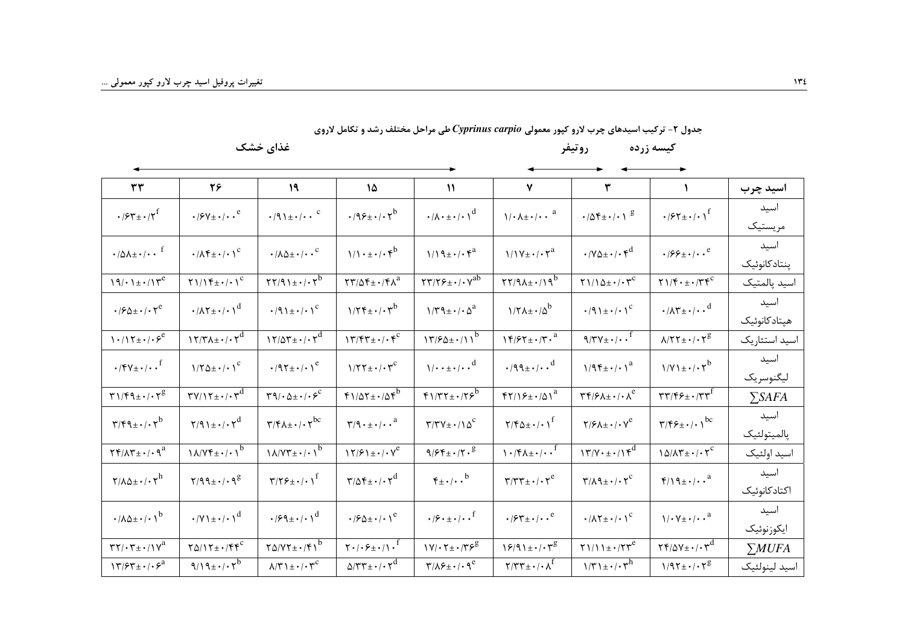**جدول ۲- ترکیب اسیدهای چرب لارو کپور معمولی *Cyprinus carpio* طی مراحل مختلف رشد و تکامل لاروی**

| اسید چرب | کیسه زرده | روتیفر | | غذای خشک | | | | |
|---|---|---|---|---|---|---|---|---|
| | ۱ | ۳ | ۷ | ۱۱ | ۱۵ | ۱۹ | ۲۶ | ۳۳ |
| اسید مریستیک | ۰/۶۲±۰/۰۱$^{f}$ | ۰/۵۴±۰/۰۱$^{g}$ | ۱/۰۸±۰/۰۰$^{a}$ | ۰/۸۰±۰/۰۱$^{d}$ | ۰/۹۶±۰/۰۲$^{b}$ | ۰/۹۱±۰/۰۰$^{c}$ | ۰/۶۷±۰/۰۰$^{e}$ | ۰/۶۳±۰/۲$^{f}$ |
| اسید پنتادکانوئیک | ۰/۶۶±۰/۰۰$^{e}$ | ۰/۷۵±۰/۰۴$^{d}$ | ۱/۱۷±۰/۰۲$^{a}$ | ۱/۱۹±۰/۰۴$^{a}$ | ۱/۱۰±۰/۰۴$^{b}$ | ۰/۸۵±۰/۰۰$^{c}$ | ۰/۸۴±۰/۰۱$^{c}$ | ۰/۵۸±۰/۰۰$^{f}$ |
| اسید پالمتیک | ۲۱/۴۰±۰/۳۴$^{c}$ | ۲۱/۱۵±۰/۰۳$^{c}$ | ۲۲/۹۸±۰/۱۹$^{b}$ | ۲۳/۲۶±۰/۰۷$^{ab}$ | ۲۳/۵۴±۰/۴۸$^{a}$ | ۲۲/۹۱±۰/۰۲$^{b}$ | ۲۱/۱۴±۰/۰۱$^{c}$ | ۱۹/۰۱±۰/۱۳$^{e}$ |
| اسید هپتادکانوئیک | ۰/۸۳±۰/۰۰$^{d}$ | ۰/۹۱±۰/۰۱$^{c}$ | ۱/۲۸±۰/۵$^{b}$ | ۱/۳۹±۰/۰۵$^{a}$ | ۱/۲۴±۰/۰۳$^{b}$ | ۰/۹۱±۰/۰۱$^{c}$ | ۰/۸۲±۰/۰۱$^{d}$ | ۰/۶۵±۰/۰۲$^{e}$ |
| اسید استئاریک | ۸/۲۲±۰/۰۲$^{g}$ | ۹/۳۷±۰/۰۰$^{f}$ | ۱۴/۶۲±۰/۳۰$^{a}$ | ۱۳/۶۵±۰/۱۱$^{b}$ | ۱۳/۴۳±۰/۰۴$^{c}$ | ۱۲/۵۳±۰/۰۲$^{d}$ | ۱۲/۳۸±۰/۰۲$^{d}$ | ۱۰/۱۲±۰/۰۶$^{e}$ |
| اسید لیگنوسریک | ۱/۷۱±۰/۰۲$^{b}$ | ۱/۹۴±۰/۰۱$^{a}$ | ۰/۹۹±۰/۰۰$^{d}$ | ۱/۰۰±۰/۰۰$^{d}$ | ۱/۲۲±۰/۰۳$^{c}$ | ۰/۹۲±۰/۰۱$^{e}$ | ۱/۲۵±۰/۰۱$^{c}$ | ۰/۴۷±۰/۰۰$^{f}$ |
| $\sum SAFA$ | ۳۳/۴۶±۰/۳۳$^{f}$ | ۳۴/۶۸±۰/۰۸$^{e}$ | ۴۲/۱۶±۰/۵۱$^{a}$ | ۴۱/۳۲±۰/۲۶$^{b}$ | ۴۱/۵۲±۰/۵۴$^{b}$ | ۳۹/۰۵±۰/۰۶$^{c}$ | ۳۷/۱۲±۰/۰۳$^{d}$ | ۳۱/۴۹±۰/۰۲$^{g}$ |
| اسید پالمیتولئیک | ۳/۴۶±۰/۰۱$^{bc}$ | ۲/۶۸±۰/۰۷$^{e}$ | ۲/۴۵±۰/۰۱$^{f}$ | ۳/۳۷±۰/۱۵$^{c}$ | ۳/۹۰±۰/۰۰$^{a}$ | ۳/۴۸±۰/۰۲$^{bc}$ | ۲/۹۱±۰/۰۲$^{d}$ | ۳/۴۹±۰/۰۲$^{b}$ |
| اسید اولئیک | ۱۵/۸۳±۰/۰۲$^{c}$ | ۱۳/۷۰±۰/۱۴$^{d}$ | ۱۰/۴۸±۰/۰۰$^{f}$ | ۹/۶۴±۰/۲۰$^{g}$ | ۱۲/۶۱±۰/۰۷$^{e}$ | ۱۸/۷۳±۰/۰۱$^{b}$ | ۱۸/۷۴±۰/۰۱$^{b}$ | ۲۴/۸۳±۰/۰۹$^{a}$ |
| اسید اکتادکانوئیک | ۴/۱۹±۰/۰۰$^{a}$ | ۳/۸۹±۰/۰۲$^{c}$ | ۳/۳۳±۰/۰۲$^{e}$ | ۴±۰/۰۰$^{b}$ | ۳/۵۴±۰/۰۲$^{d}$ | ۳/۲۶±۰/۰۱$^{f}$ | ۲/۹۹±۰/۰۹$^{g}$ | ۲/۸۵±۰/۰۲$^{h}$ |
| اسید ایکوزنوئیک | ۱/۰۷±۰/۰۰$^{a}$ | ۰/۸۲±۰/۰۱$^{c}$ | ۰/۶۳±۰/۰۰$^{e}$ | ۰/۶۰±۰/۰۰$^{f}$ | ۰/۶۵±۰/۰۱$^{e}$ | ۰/۶۹±۰/۰۱$^{d}$ | ۰/۷۱±۰/۰۱$^{d}$ | ۰/۸۵±۰/۰۱$^{b}$ |
| $\sum MUFA$ | ۲۴/۵۷±۰/۰۳$^{d}$ | ۲۱/۱۱±۰/۲۳$^{e}$ | ۱۶/۹۱±۰/۰۳$^{g}$ | ۱۷/۰۲±۰/۳۶$^{g}$ | ۲۰/۰۶±۰/۱۰$^{f}$ | ۲۵/۷۲±۰/۴۱$^{b}$ | ۲۵/۱۲±۰/۴۴$^{c}$ | ۳۲/۰۳±۰/۱۷$^{a}$ |
| اسید لینولئیک | ۱/۹۲±۰/۰۲$^{g}$ | ۱/۳۱±۰/۰۳$^{h}$ | ۲/۳۳±۰/۰۸$^{f}$ | ۳/۸۶±۰/۰۹$^{e}$ | ۵/۳۳±۰/۰۲$^{d}$ | ۸/۳۱±۰/۰۳$^{c}$ | ۹/۱۹±۰/۰۲$^{b}$ | ۱۳/۶۳±۰/۰۶$^{a}$ |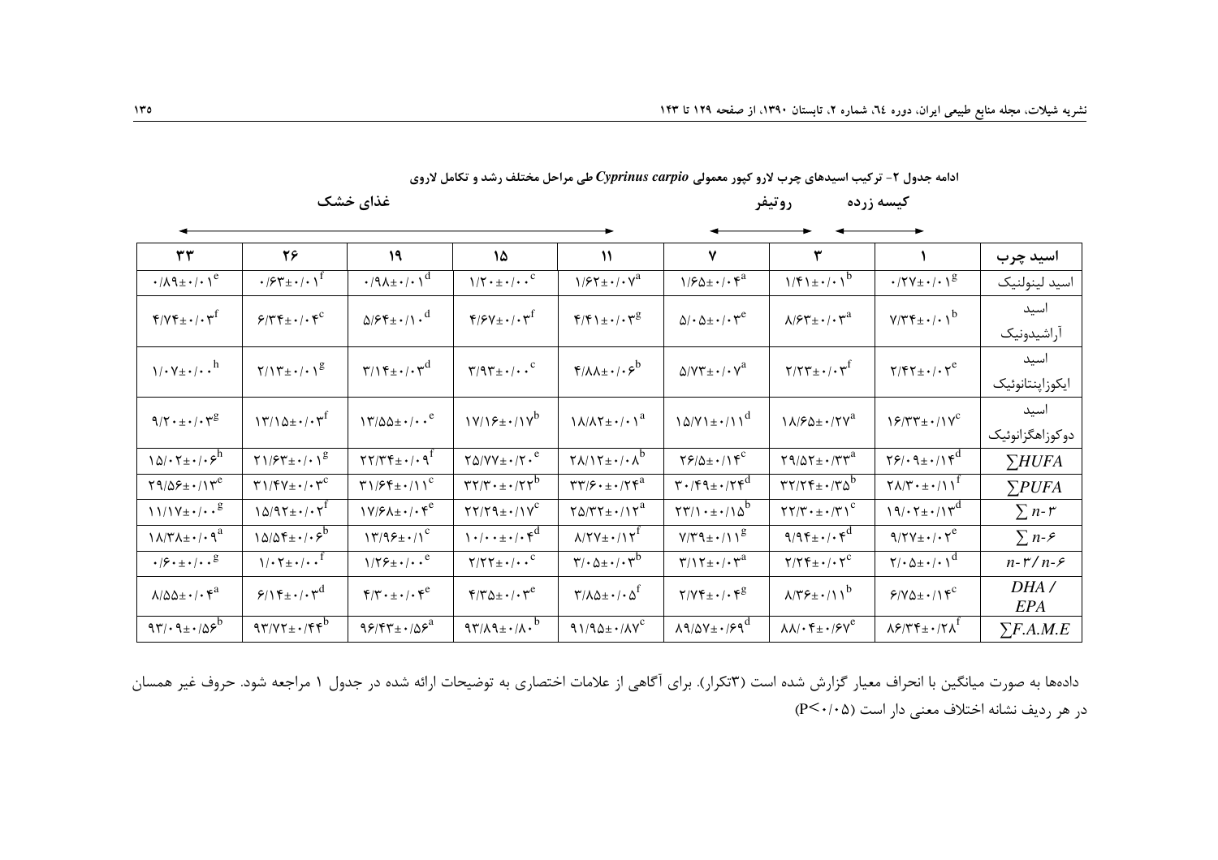ادامه جدول ۲- ترکیب اسیدهای چرب لارو کپور معمولی *Cyprinus carpio* طی مراحل مختلف رشد و تکامل لاروی

| اسید چرب | ۱ | ۳ | ۷ | ۱۱ | ۱۵ | ۱۹ | ۲۶ | ۳۳ |
|---|---|---|---|---|---|---|---|---|
| | کیسه زرده | روتیفر | | غذای خشک | | | | |
| اسید لینولنیک | ۰/۲۷±۰/۰۱[g] | ۱/۴۱±۰/۰۱[b] | ۱/۶۵±۰/۰۴[a] | ۱/۶۲±۰/۰۷[a] | ۱/۲۰±۰/۰۰[c] | ۰/۹۸±۰/۰۱[d] | ۰/۶۳±۰/۰۱[f] | ۰/۸۹±۰/۰۱[e] |
| اسید آراشیدونیک | ۷/۳۴±۰/۰۱[b] | ۸/۶۳±۰/۰۳[a] | ۵/۰۵±۰/۰۳[e] | ۴/۴۱±۰/۰۳[g] | ۴/۶۷±۰/۰۳[f] | ۵/۶۴±۰/۱۰[d] | ۶/۳۴±۰/۰۴[c] | ۴/۷۴±۰/۰۳[f] |
| اسید ایکوزاپنتانوئیک | ۲/۴۲±۰/۰۲[e] | ۲/۲۳±۰/۰۳[f] | ۵/۷۳±۰/۰۷[a] | ۴/۸۸±۰/۰۶[b] | ۳/۹۳±۰/۰۰[c] | ۳/۱۴±۰/۰۳[d] | ۲/۱۳±۰/۰۱[g] | ۱/۰۷±۰/۰۰[h] |
| اسید دوکوزاهگزانوئیک | ۱۶/۳۳±۰/۱۷[c] | ۱۸/۶۵±۰/۲۷[a] | ۱۵/۷۱±۰/۱۱[d] | ۱۸/۸۲±۰/۰۱[a] | ۱۷/۱۶±۰/۱۷[b] | ۱۳/۵۵±۰/۰۰[e] | ۱۳/۱۵±۰/۰۳[f] | ۹/۲۰±۰/۰۳[g] |
| $\sum HUFA$ | ۲۶/۰۹±۰/۱۴[d] | ۲۹/۵۲±۰/۳۳[a] | ۲۶/۵±۰/۱۴[c] | ۲۸/۱۲±۰/۰۸[b] | ۲۵/۷۷±۰/۲۰[e] | ۲۲/۳۴±۰/۰۹[f] | ۲۱/۶۳±۰/۰۱[g] | ۱۵/۰۲±۰/۰۶[h] |
| $\sum PUFA$ | ۲۸/۳۰±۰/۱۱[f] | ۳۲/۲۴±۰/۳۵[b] | ۳۰/۴۹±۰/۲۴[d] | ۳۳/۶۰±۰/۲۴[a] | ۳۲/۳۰±۰/۲۲[b] | ۳۱/۶۴±۰/۱۱[c] | ۳۱/۴۷±۰/۰۳[c] | ۲۹/۵۶±۰/۱۳[e] |
| $\sum n\text{-}3$ | ۱۹/۰۲±۰/۱۳[d] | ۲۲/۳۰±۰/۳۱[c] | ۲۳/۱۰±۰/۱۵[b] | ۲۵/۳۲±۰/۱۲[a] | ۲۲/۲۹±۰/۱۷[c] | ۱۷/۶۸±۰/۰۴[e] | ۱۵/۹۲±۰/۰۲[f] | ۱۱/۱۷±۰/۰۰[g] |
| $\sum n\text{-}6$ | ۹/۲۷±۰/۰۲[e] | ۹/۹۴±۰/۰۴[d] | ۷/۳۹±۰/۱۱[g] | ۸/۲۷±۰/۱۲[f] | ۱۰/۰۰±۰/۰۴[d] | ۱۳/۹۶±۰/۱[c] | ۱۵/۵۴±۰/۰۶[b] | ۱۸/۳۸±۰/۰۹[a] |
| $n\text{-}3/n\text{-}6$ | ۲/۰۵±۰/۰۱[d] | ۲/۲۴±۰/۰۲[c] | ۳/۱۲±۰/۰۳[a] | ۳/۰۵±۰/۰۳[b] | ۲/۲۲±۰/۰۰[c] | ۱/۲۶±۰/۰۰[e] | ۱/۰۲±۰/۰۰[f] | ۰/۶۰±۰/۰۰[g] |
| $DHA/EPA$ | ۶/۷۵±۰/۱۴[c] | ۸/۳۶±۰/۱۱[b] | ۲/۷۴±۰/۰۴[g] | ۳/۸۵±۰/۰۵[f] | ۴/۳۵±۰/۰۳[e] | ۴/۳۰±۰/۰۴[e] | ۶/۱۴±۰/۰۳[d] | ۸/۵۵±۰/۰۴[a] |
| $\sum F.A.M.E$ | ۸۶/۳۴±۰/۲۸[f] | ۸۸/۰۴±۰/۶۷[e] | ۸۹/۵۷±۰/۶۹[d] | ۹۱/۹۵±۰/۸۷[c] | ۹۳/۸۹±۰/۸۰[b] | ۹۶/۴۳±۰/۵۶[a] | ۹۳/۷۲±۰/۴۴[b] | ۹۳/۰۹±۰/۵۶[b] |

داده‌ها به صورت میانگین با انحراف معیار گزارش شده است (۳تکرار). برای آگاهی از علامات اختصاری به توضیحات ارائه شده در جدول ۱ مراجعه شود. حروف غیر همسان در هر ردیف نشانه اختلاف معنی دار است ($P<0.05$)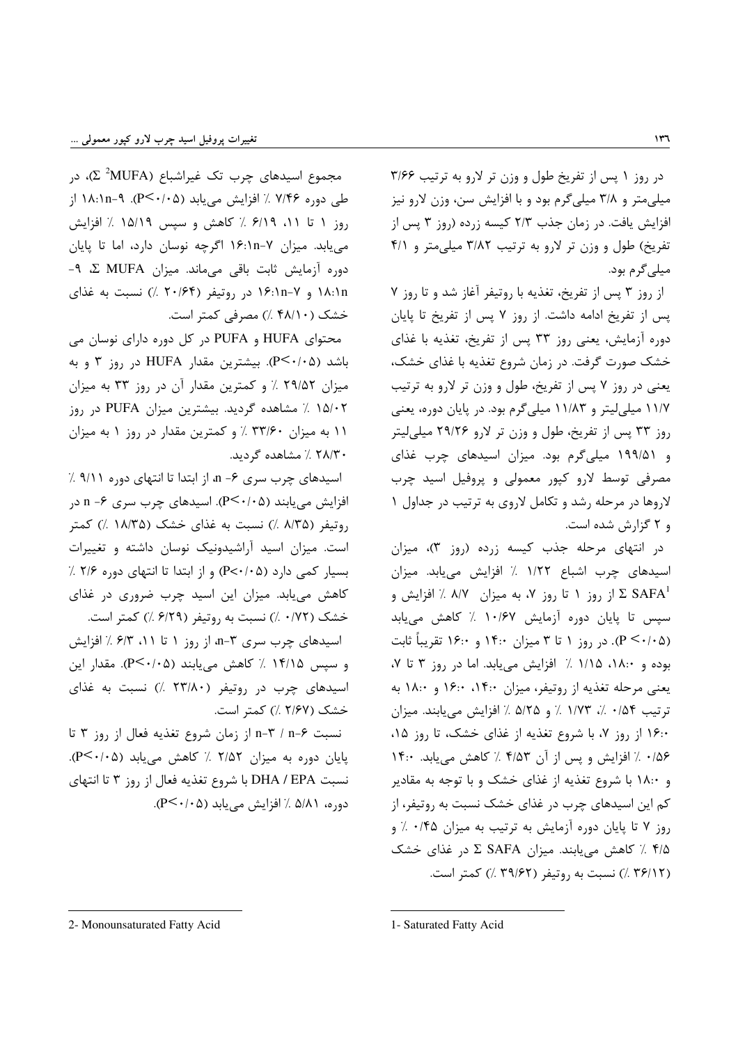در روز ۱ پس از تفریخ طول و وزن تر لارو به ترتیب ۳/۶۶ میلی‌متر و ۳/۸ میلی‌گرم بود و با افزایش سن، وزن لارو نیز افزایش یافت. در زمان جذب ۲/۳ کیسه زرده (روز ۳ پس از تفریخ) طول و وزن تر لارو به ترتیب ۳/۸۲ میلی‌متر و ۴/۱ میلی‌گرم بود.

از روز ۳ پس از تفریخ، تغذیه با روتیفر آغاز شد و تا روز ۷ پس از تفریخ ادامه داشت. از روز ۷ پس از تفریخ تا پایان دوره آزمایش، یعنی روز ۳۳ پس از تفریخ، تغذیه با غذای خشک صورت گرفت. در زمان شروع تغذیه با غذای خشک، یعنی در روز ۷ پس از تفریخ، طول و وزن تر لارو به ترتیب ۱۱/۷ میلی‌لیتر و ۱۱/۸۳ میلی‌گرم بود. در پایان دوره، یعنی روز ۳۳ پس از تفریخ، طول و وزن تر لارو ۲۹/۲۶ میلی‌لیتر و ۱۹۹/۵۱ میلی‌گرم بود. میزان اسیدهای چرب غذای مصرفی توسط لارو کپور معمولی و پروفیل اسید چرب لاروها در مرحله رشد و تکامل لاروی به ترتیب در جداول ۱ و ۲ گزارش شده است.

در انتهای مرحله جذب کیسه زرده (روز ۳)، میزان اسیدهای چرب اشباع ۱/۲۲ ٪ افزایش می‌یابد. میزان $\Sigma$ SAFA[1] از روز ۱ تا روز ۷، به میزان ۸/۷ ٪ افزایش و سپس تا پایان دوره آزمایش ۱۰/۶۷ ٪ کاهش می‌یابد ($P<0.05$). در روز ۱ تا ۳ میزان ۱۴:۰ و ۱۶:۰ تقریباً ثابت بوده و ۱۸:۰، ۱/۱۵ ٪ افزایش می‌یابد. اما در روز ۳ تا ۷، یعنی مرحله تغذیه از روتیفر، میزان ۱۴:۰، ۱۶:۰ و ۱۸:۰ به ترتیب ۰/۵۴ ٪، ۱/۷۳ ٪ و ۵/۲۵ ٪ افزایش می‌یابند. میزان ۱۶:۰ از روز ۷، با شروع تغذیه از غذای خشک، تا روز ۱۵، ۰/۵۶ ٪ افزایش و پس از آن ۴/۵۳ ٪ کاهش می‌یابد. ۱۴:۰ و ۱۸:۰ با شروع تغذیه از غذای خشک و با توجه به مقادیر کم این اسیدهای چرب در غذای خشک نسبت به روتیفر، از روز ۷ تا پایان دوره آزمایش به ترتیب به میزان ۰/۴۵ ٪ و ۴/۵ ٪ کاهش می‌یابند. میزان $\Sigma$ SAFA در غذای خشک (۳۶/۱۲ ٪) نسبت به روتیفر (۳۹/۶۲ ٪) کمتر است.

مجموع اسیدهای چرب تک غیراشباع ($\Sigma$ MUFA[2])، در طی دوره ۷/۴۶ ٪ افزایش می‌یابد ($P<0.05$). ۱۸:۱n-۹ از روز ۱ تا ۱۱، ۶/۱۹ ٪ کاهش و سپس ۱۵/۱۹ ٪ افزایش می‌یابد. میزان ۱۶:۱n-۷ اگرچه نوسان دارد، اما تا پایان دوره آزمایش ثابت باقی می‌ماند. میزان $\Sigma$ MUFA، ۹-۱۸:۱n و ۱۶:۱n-۷ در روتیفر (۲۰/۶۴ ٪) نسبت به غذای خشک (۴۸/۱۰ ٪) مصرفی کمتر است.

محتوای HUFA و PUFA در کل دوره دارای نوسان می باشد ($P<0.05$). بیشترین مقدار HUFA در روز ۳ و به میزان ۲۹/۵۲ ٪ و کمترین مقدار آن در روز ۳۳ به میزان ۱۵/۰۲ ٪ مشاهده گردید. بیشترین میزان PUFA در روز ۱۱ به میزان ۳۳/۶۰ ٪ و کمترین مقدار در روز ۱ به میزان ۲۸/۳۰ ٪ مشاهده گردید.

اسیدهای چرب سری ۶- n، از ابتدا تا انتهای دوره ۹/۱۱ ٪ افزایش می‌یابند ($P<0.05$). اسیدهای چرب سری ۶- n در روتیفر (۸/۳۵ ٪) نسبت به غذای خشک (۱۸/۳۵ ٪) کمتر است. میزان اسید آراشیدونیک نوسان داشته و تغییرات بسیار کمی دارد ($P<0.05$) و از ابتدا تا انتهای دوره ۲/۶ ٪ کاهش می‌یابد. میزان این اسید چرب ضروری در غذای خشک (۰/۷۲ ٪) نسبت به روتیفر (۶/۲۹ ٪) کمتر است.

اسیدهای چرب سری ۳-n، از روز ۱ تا ۱۱، ۶/۳ ٪ افزایش و سپس ۱۴/۱۵ ٪ کاهش می‌یابند ($P<0.05$). مقدار این اسیدهای چرب در روتیفر (۲۳/۸۰ ٪) نسبت به غذای خشک (۲/۶۷ ٪) کمتر است.

نسبت ۶-n / ۳-n از زمان شروع تغذیه فعال از روز ۳ تا پایان دوره به میزان ۲/۵۲ ٪ کاهش می‌یابد ($P<0.05$). نسبت DHA / EPA با شروع تغذیه فعال از روز ۳ تا انتهای دوره، ۵/۸۱ ٪ افزایش می‌یابد ($P<0.05$).

---

1- Saturated Fatty Acid

2- Monounsaturated Fatty Acid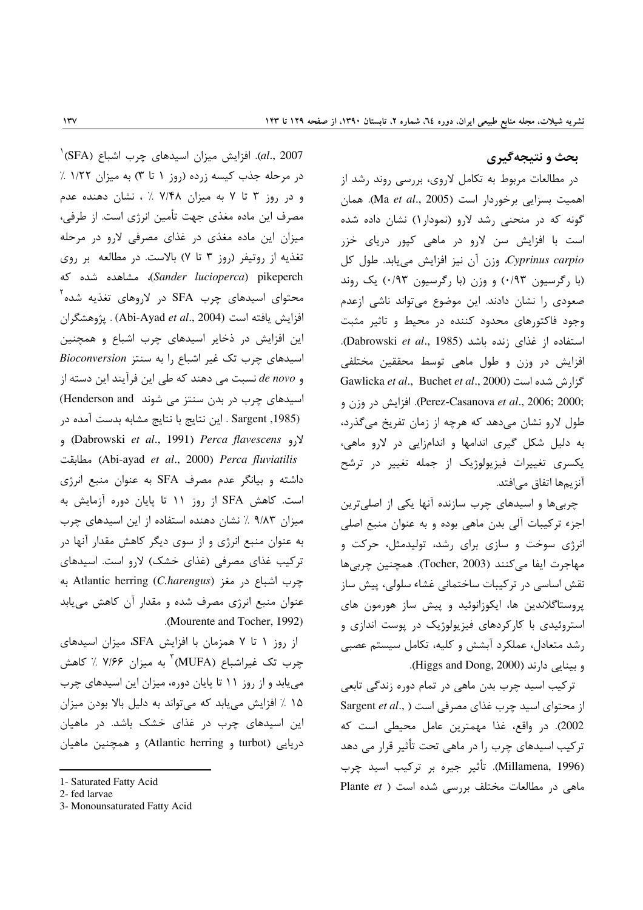## بحث و نتیجه‌گیری

در مطالعات مربوط به تکامل لاروی، بررسی روند رشد از اهمیت بسزایی برخوردار است (Ma *et al*., 2005). همان گونه که در منحنی رشد لارو (نمودار۱) نشان داده شده است با افزایش سن لارو در ماهی کپور دریای خزر *Cyprinus carpio*، وزن آن نیز افزایش می‌یابد. طول کل (با رگرسیون ۰/۹۳) و وزن (با رگرسیون ۰/۹۳) یک روند صعودی را نشان دادند. این موضوع می‌تواند ناشی ازعدم وجود فاکتورهای محدود کننده در محیط و تاثیر مثبت استفاده از غذای زنده باشد (Dabrowski *et al*., 1985). افزایش در وزن و طول ماهی توسط محققین مختلفی گزارش شده است (Gawlicka *et al*., Buchet *et al*., 2000; Perez-Casanova *et al*., 2006; 2000). افزایش در وزن و طول لارو نشان می‌دهد که هرچه از زمان تفریخ می‌گذرد، به دلیل شکل گیری اندامها و اندام‌زایی در لارو ماهی، یکسری تغییرات فیزیولوژیک از جمله تغییر در ترشح آنزیم‌ها اتفاق می‌افتد.

چربی‌ها و اسیدهای چرب سازنده آنها یکی از اصلی‌ترین اجزء ترکیبات آلی بدن ماهی بوده و به عنوان منبع اصلی انرژی سوخت و سازی برای رشد، تولیدمثل، حرکت و مهاجرت ایفا می‌کنند (Tocher, 2003). همچنین چربی‌ها نقش اساسی در ترکیبات ساختمانی غشاء سلولی، پیش ساز پروستاگلاندین ها، ایکوزانوئید و پیش ساز هورمون های استروئیدی با کارکردهای فیزیولوژیک در پوست اندازی و رشد متعادل، عملکرد آبشش و کلیه، تکامل سیستم عصبی و بینایی دارند (Higgs and Dong, 2000).

ترکیب اسید چرب بدن ماهی در تمام دوره زندگی تابعی از محتوای اسید چرب غذای مصرفی است (Sargent *et al*., 2002). در واقع، غذا مهمترین عامل محیطی است که ترکیب اسیدهای چرب را در ماهی تحت تأثیر قرار می دهد (Millamena, 1996). تأثیر جیره بر ترکیب اسید چرب ماهی در مطالعات مختلف بررسی شده است (Plante *et al*., 2007). افزایش میزان اسیدهای چرب اشباع (SFA)[1] در مرحله جذب کیسه زرده (روز ۱ تا ۳) به میزان ۱/۲۲ ٪ و در روز ۳ تا ۷ به میزان ۷/۴۸ ٪ ، نشان دهنده عدم مصرف این ماده مغذی جهت تأمین انرژی است. از طرفی، میزان این ماده مغذی در غذای مصرفی لارو در مرحله تغذیه از روتیفر (روز ۳ تا ۷) بالاست. در مطالعه بر روی pikeperch (*Sander lucioperca*)، مشاهده شده که محتوای اسیدهای چرب SFA در لاروهای تغذیه شده[2] افزایش یافته است (Abi-Ayad *et al*., 2004) . پژوهشگران این افزایش در ذخایر اسیدهای چرب اشباع و همچنین اسیدهای چرب تک غیر اشباع را به سنتز *Bioconversion* و *de novo* نسبت می دهند که طی این فرآیند این دسته از اسیدهای چرب در بدن سنتز می شوند (Henderson and Sargent ,1985) . این نتایج با نتایج مشابه بدست آمده در لارو *Perca flavescens* (Dabrowski *et al*., 1991) و *Perca fluviatilis* (Abi-ayad *et al*., 2000) مطابقت داشته و بیانگر عدم مصرف SFA به عنوان منبع انرژی است. کاهش SFA از روز ۱۱ تا پایان دوره آزمایش به میزان ۹/۸۳ ٪ نشان دهنده استفاده از این اسیدهای چرب به عنوان منبع انرژی و از سوی دیگر کاهش مقدار آنها در ترکیب غذای مصرفی (غذای خشک) لارو است. اسیدهای چرب اشباع در مغز Atlantic herring (*C.harengus*) به عنوان منبع انرژی مصرف شده و مقدار آن کاهش می‌یابد (Mourente and Tocher, 1992).

از روز ۱ تا ۷ همزمان با افزایش SFA، میزان اسیدهای چرب تک غیراشباع (MUFA)[3] به میزان ۷/۶۶ ٪ کاهش می‌یابد و از روز ۱۱ تا پایان دوره، میزان این اسیدهای چرب ۱۵ ٪ افزایش می‌یابد که می‌تواند به دلیل بالا بودن میزان این اسیدهای چرب در غذای خشک باشد. در ماهیان دریایی (turbot و Atlantic herring) و همچنین ماهیان

---

1- Saturated Fatty Acid

2- fed larvae

3- Monounsaturated Fatty Acid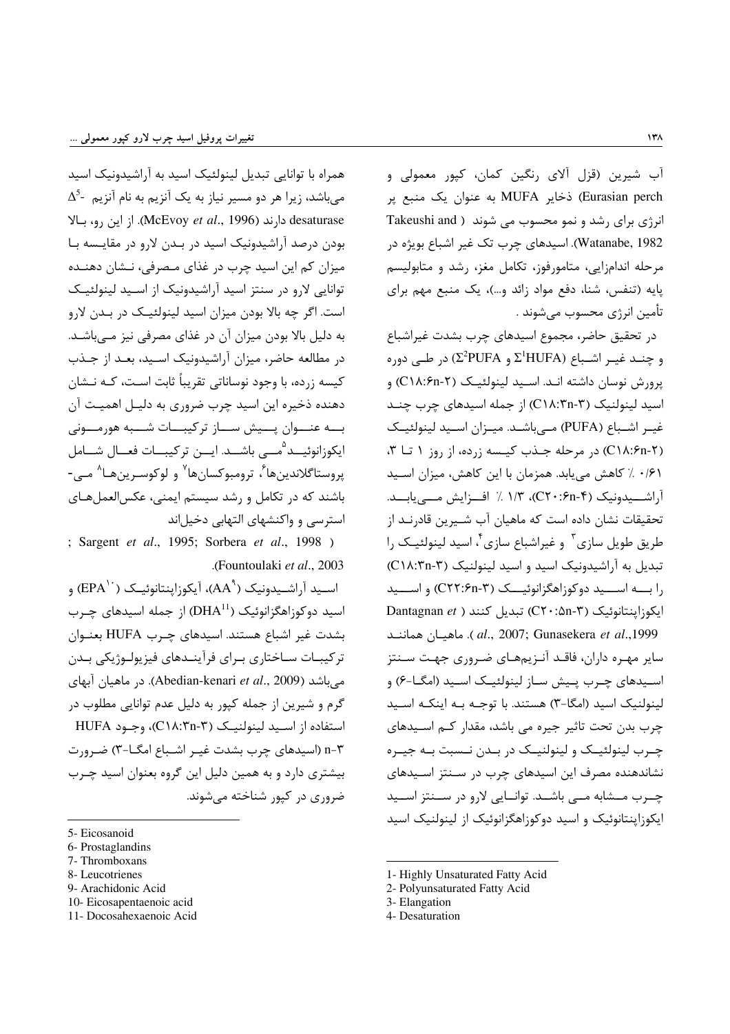آب شیرین (قزل آلای رنگین کمان، کپور معمولی و Eurasian perch) ذخایر MUFA به عنوان یک منبع پر انرژی برای رشد و نمو محسوب می شوند (Takeushi and Watanabe, 1982). اسیدهای چرب تک غیر اشباع بویژه در مرحله اندامزایی، متامورفوز، تکامل مغز، رشد و متابولیسم پایه (تنفس، شنا، دفع مواد زائد و...)، یک منبع مهم برای تأمین انرژی محسوب می‌شوند .

در تحقیق حاضر، مجموع اسیدهای چرب بشدت غیراشباع و چنـد غیـر اشـباع ($\Sigma^1$HUFA و $\Sigma^2$PUFA) در طـی دوره پرورش نوسان داشته انـد. اسـید لینولئیـک (C18:6n-2) و اسید لینولنیک (C18:3n-3) از جمله اسیدهای چرب چنـد غیـر اشـباع (PUFA) مـی‌باشـد. میـزان اسـید لینولئیـک (C18:6n-2) در مرحله جـذب کیـسه زرده، از روز ۱ تـا ۳، ۰/۶۱ ٪ کاهش می‌یابد. همزمان با این کاهش، میزان اسـید آراشـیدونیک (C20:6n-4)، ۱/۳ ٪ افـزایش مـی‌یابـد. تحقیقات نشان داده است که ماهیان آب شـیرین قادرنـد از طریق طویل سازی[3] و غیراشباع سازی[4]، اسید لینولئیـک را تبدیل به آراشیدونیک اسید و اسید لینولنیک (C18:3n-3) را بـه اسـید دوکوزاهگزانوئیـک (C22:6n-3) و اسـید ایکوزاپنتانوئیک (C20:5n-3) تبدیل کنند (Dantagnan *et al*., 2007; Gunasekera *et al*.,1999). ماهیـان همانـند سایر مهره داران، فاقـد آنـزیم‌هـای ضـروری جهـت سـنتز اسـیدهای چـرب پـیش سـاز لینولئیـک اسـید (امگـا-۶) و لینولنیک اسید (امگا-۳) هستند. با توجـه بـه اینکـه اسـید چرب بدن تحت تاثیر جیره می باشد، مقدار کـم اسـیدهای چـرب لینولئیـک و لینولنیـک در بـدن نـسبت بـه جیـره نشاندهنده مصرف این اسیدهای چرب در سـنتز اسـیدهای چـرب مـشابه مـی باشـد. توانـایی لارو در سـنتز اسـید ایکوزاپنتانوئیک و اسید دوکوزاهگزانوئیک از لینولنیک اسید همراه با توانایی تبدیل لینولئیک اسید به آراشیدونیک اسید می‌باشد، زیرا هر دو مسیر نیاز به یک آنزیم به نام آنزیم $\Delta^5$-desaturase دارند (McEvoy *et al*., 1996). از این رو، بـالا بودن درصد آراشیدونیک اسید در بـدن لارو در مقایـسه بـا میزان کم این اسید چرب در غذای مـصرفی، نـشان دهنـده توانایی لارو در سنتز اسید آراشیدونیک از اسـید لینولئیـک است. اگر چه بالا بودن میزان اسید لینولئیـک در بـدن لارو به دلیل بالا بودن میزان آن در غذای مصرفی نیز مـی‌باشـد. در مطالعه حاضر، میزان آراشیدونیک اسـید، بعـد از جـذب کیسه زرده، با وجود نوساناتی تقریباً ثابت اسـت، کـه نـشان دهنده ذخیره این اسید چرب ضروری به دلیـل اهمیـت آن بـه عنـوان پـیش سـاز ترکیبـات شـبه هورمـونی ایکوزانوئیـد[5] مـی باشـد. ایـن ترکیبـات فعـال شـامل پروستاگلاندین‌ها[6]، ترومبوکسان‌ها[7] و لوکوسـرین‌هـا[8] مـی‌باشند که در تکامل و رشد سیستم ایمنی، عکس‌العمل‌هـای استرسی و واکنشهای التهابی دخیل‌اند (Sargent *et al*., 1995; Sorbera *et al*., 1998; Fountoulaki *et al*., 2003).

اسـید آراشـیدونیک (AA[9])، آیکوزاپنتانوئیـک (EPA[10]) و اسید دوکوزاهگزانوئیک (DHA[11]) از جمله اسیدهای چـرب بشدت غیر اشباع هستند. اسیدهای چـرب HUFA بعنـوان ترکیبـات سـاختاری بـرای فرآینـدهای فیزیولـوژیکی بـدن می‌باشد (Abedian-kenari *et al*., 2009). در ماهیان آبهای گرم و شیرین از جمله کپور به دلیل عدم توانایی مطلوب در استفاده از اسـید لینولنیـک (C18:3n-3)، وجـود HUFA n-3 (اسیدهای چرب بشدت غیـر اشـباع امگـا-۳) ضـرورت بیشتری دارد و به همین دلیل این گروه بعنوان اسید چـرب ضروری در کپور شناخته می‌شوند.

---

1- Highly Unsaturated Fatty Acid
2- Polyunsaturated Fatty Acid
3- Elangation
4- Desaturation
5- Eicosanoid
6- Prostaglandins
7- Thromboxans
8- Leucotrienes
9- Arachidonic Acid
10- Eicosapentaenoic acid
11- Docosahexaenoic Acid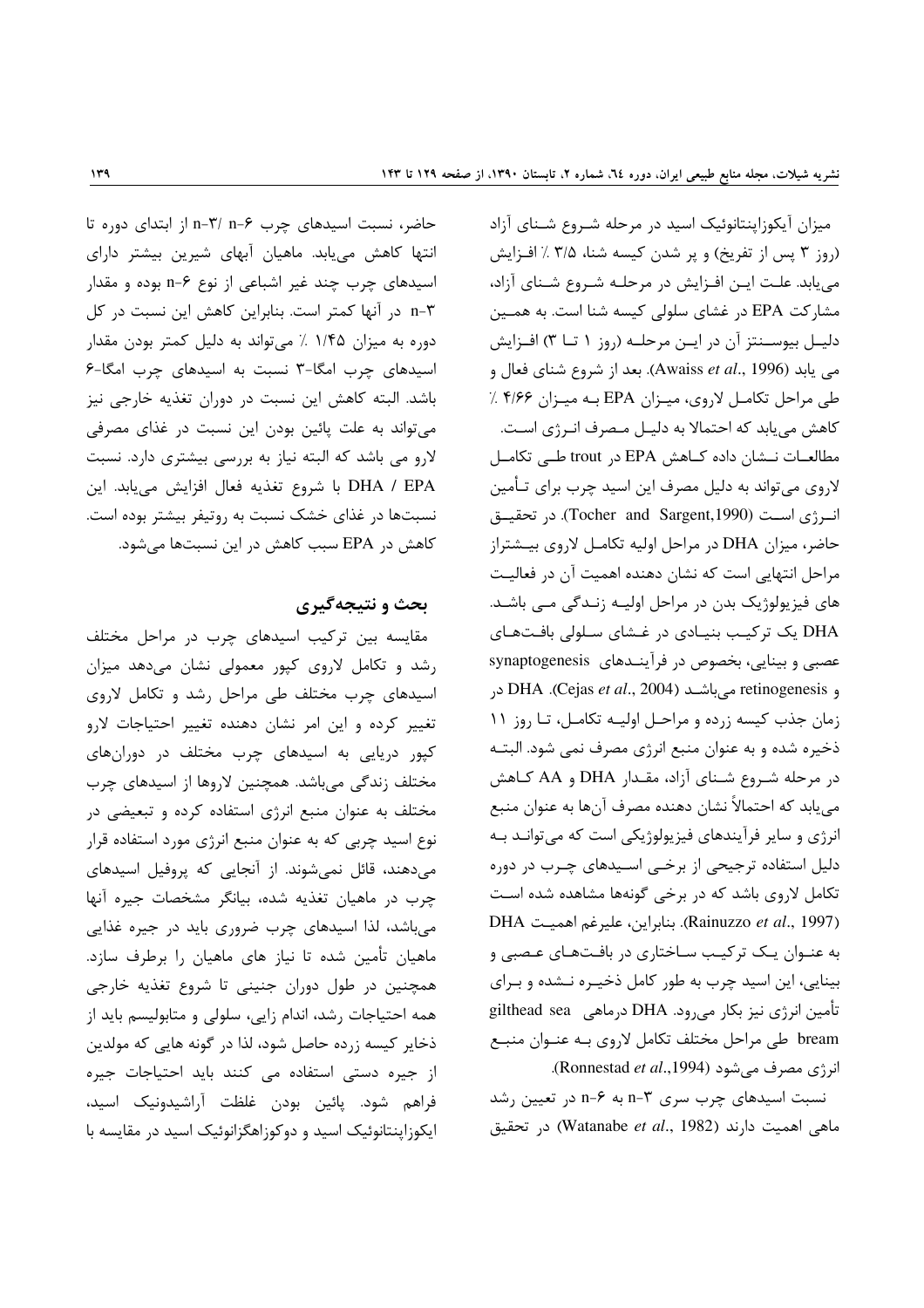میزان آیکوزاپنتانوئیک اسید در مرحله شروع شنای آزاد (روز ۳ پس از تفریخ) و پر شدن کیسه شنا، ۳/۵ ٪ افزایش می‌یابد. علت این افزایش در مرحله شروع شنای آزاد، مشارکت EPA در غشای سلولی کیسه شنا است. به همین دلیل بیوسنتز آن در این مرحله (روز ۱ تا ۳) افزایش می یابد (Awaiss *et al*., 1996). بعد از شروع شنای فعال و طی مراحل تکامل لاروی، میزان EPA به میزان ۴/۶۶ ٪ کاهش می‌یابد که احتمالا به دلیل مصرف انرژی است. مطالعات نشان داده کاهش EPA در trout طی تکامل لاروی می‌تواند به دلیل مصرف این اسید چرب برای تأمین انرژی است (Tocher and Sargent,1990). در تحقیق حاضر، میزان DHA در مراحل اولیه تکامل لاروی بیشتراز مراحل انتهایی است که نشان دهنده اهمیت آن در فعالیت های فیزیولوژیک بدن در مراحل اولیه زندگی می باشد. DHA یک ترکیب بنیادی در غشای سلولی بافت‌های عصبی و بینایی، بخصوص در فرآیندهای synaptogenesis و retinogenesis می‌باشد (Cejas *et al*., 2004). DHA در زمان جذب کیسه زرده و مراحل اولیه تکامل، تا روز ۱۱ ذخیره شده و به عنوان منبع انرژی مصرف نمی شود. البته در مرحله شروع شنای آزاد، مقدار DHA و AA کاهش می‌یابد که احتمالاً نشان دهنده مصرف آن‌ها به عنوان منبع انرژی و سایر فرآیندهای فیزیولوژیکی است که می‌تواند به دلیل استفاده ترجیحی از برخی اسیدهای چرب در دوره تکامل لاروی باشد که در برخی گونه‌ها مشاهده شده است (Rainuzzo *et al*., 1997). بنابراین، علیرغم اهمیت DHA به عنوان یک ترکیب ساختاری در بافت‌های عصبی و بینایی، این اسید چرب به طور کامل ذخیره نشده و برای تأمین انرژی نیز بکار می‌رود. DHA درماهی gilthead sea bream طی مراحل مختلف تکامل لاروی به عنوان منبع انرژی مصرف می‌شود (Ronnestad *et al*.,1994).

نسبت اسیدهای چرب سری n-۳ به n-۶ در تعیین رشد ماهی اهمیت دارند (Watanabe *et al*., 1982) در تحقیق حاضر، نسبت اسیدهای چرب n-۳/ n-۶ از ابتدای دوره تا انتها کاهش می‌یابد. ماهیان آبهای شیرین بیشتر دارای اسیدهای چرب چند غیر اشباعی از نوع n-۶ بوده و مقدار n-۳ در آنها کمتر است. بنابراین کاهش این نسبت در کل دوره به میزان ۱/۴۵ ٪ می‌تواند به دلیل کمتر بودن مقدار اسیدهای چرب امگا-۳ نسبت به اسیدهای چرب امگا-۶ باشد. البته کاهش این نسبت در دوران تغذیه خارجی نیز می‌تواند به علت پائین بودن این نسبت در غذای مصرفی لارو می باشد که البته نیاز به بررسی بیشتری دارد. نسبت DHA / EPA با شروع تغذیه فعال افزایش می‌یابد. این نسبت‌ها در غذای خشک نسبت به روتیفر بیشتر بوده است. کاهش در EPA سبب کاهش در این نسبت‌ها می‌شود.

## بحث و نتیجه‌گیری

مقایسه بین ترکیب اسیدهای چرب در مراحل مختلف رشد و تکامل لاروی کپور معمولی نشان می‌دهد میزان اسیدهای چرب مختلف طی مراحل رشد و تکامل لاروی تغییر کرده و این امر نشان دهنده تغییر احتیاجات لارو کپور دریایی به اسیدهای چرب مختلف در دوران‌های مختلف زندگی می‌باشد. همچنین لاروها از اسیدهای چرب مختلف به عنوان منبع انرژی استفاده کرده و تبعیضی در نوع اسید چربی که به عنوان منبع انرژی مورد استفاده قرار می‌دهند، قائل نمی‌شوند. از آنجایی که پروفیل اسیدهای چرب در ماهیان تغذیه شده، بیانگر مشخصات جیره آنها می‌باشد، لذا اسیدهای چرب ضروری باید در جیره غذایی ماهیان تأمین شده تا نیاز های ماهیان را برطرف سازد. همچنین در طول دوران جنینی تا شروع تغذیه خارجی همه احتیاجات رشد، اندام زایی، سلولی و متابولیسم باید از ذخایر کیسه زرده حاصل شود، لذا در گونه هایی که مولدین از جیره دستی استفاده می کنند باید احتیاجات جیره فراهم شود. پائین بودن غلظت آراشیدونیک اسید، ایکوزاپنتانوئیک اسید و دوکوزاهگزانوئیک اسید در مقایسه با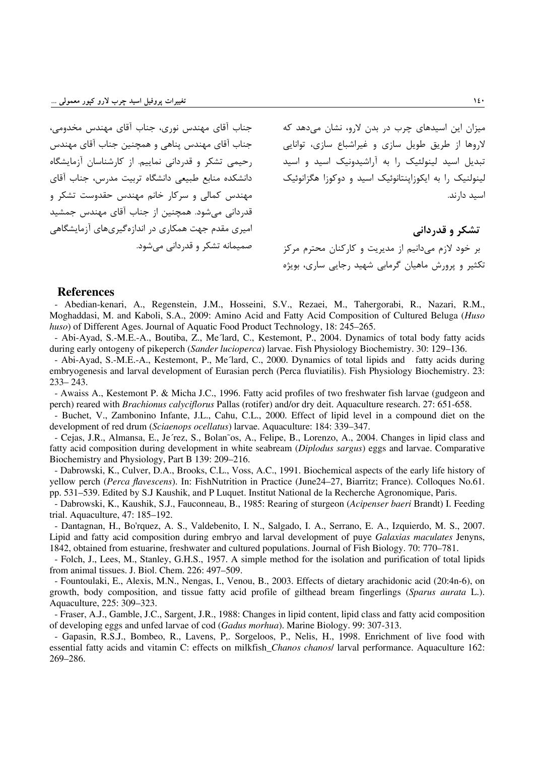میزان این اسیدهای چرب در بدن لارو، نشان می‌دهد که لاروها از طریق طویل سازی و غیراشباع سازی، توانایی تبدیل اسید لینولئیک را به آراشیدونیک اسید و اسید لینولنیک را به ایکوزاپنتانوئیک اسید و دوکوزا هگزانوئیک اسید دارند.

## تشکر و قدردانی

بر خود لازم می‌دانیم از مدیریت و کارکنان محترم مرکز تکثیر و پرورش ماهیان گرمابی شهید رجایی ساری، بویژه جناب آقای مهندس نوری، جناب آقای مهندس مخدومی، جناب آقای مهندس پناهی و همچنین جناب آقای مهندس رحیمی تشکر و قدردانی نماییم. از کارشناسان آزمایشگاه دانشکده منابع طبیعی دانشگاه تربیت مدرس، جناب آقای مهندس کمالی و سرکار خانم مهندس حقدوست تشکر و قدردانی می‌شود. همچنین از جناب آقای مهندس جمشید امیری مقدم جهت همکاری در اندازه‌گیری‌های آزمایشگاهی صمیمانه تشکر و قدردانی می‌شود.

## References

- Abedian-kenari, A., Regenstein, J.M., Hosseini, S.V., Rezaei, M., Tahergorabi, R., Nazari, R.M., Moghaddasi, M. and Kaboli, S.A., 2009: Amino Acid and Fatty Acid Composition of Cultured Beluga (*Huso huso*) of Different Ages. Journal of Aquatic Food Product Technology, 18: 245–265.
- Abi-Ayad, S.-M.E.-A., Boutiba, Z., Me´lard, C., Kestemont, P., 2004. Dynamics of total body fatty acids during early ontogeny of pikeperch (*Sander lucioperca*) larvae. Fish Physiology Biochemistry. 30: 129–136.
- Abi-Ayad, S.-M.E.-A., Kestemont, P., Me´lard, C., 2000. Dynamics of total lipids and fatty acids during embryogenesis and larval development of Eurasian perch (Perca fluviatilis). Fish Physiology Biochemistry. 23: 233– 243.
- Awaiss A., Kestemont P. & Micha J.C., 1996. Fatty acid profiles of two freshwater fish larvae (gudgeon and perch) reared with *Brachionus calyciflorus* Pallas (rotifer) and/or dry deit. Aquaculture research. 27: 651-658.
- Buchet, V., Zambonino Infante, J.L., Cahu, C.L., 2000. Effect of lipid level in a compound diet on the development of red drum (*Sciaenops ocellatus*) larvae. Aquaculture: 184: 339–347.
- Cejas, J.R., Almansa, E., Je´rez, S., Bolan˜os, A., Felipe, B., Lorenzo, A., 2004. Changes in lipid class and fatty acid composition during development in white seabream (*Diplodus sargus*) eggs and larvae. Comparative Biochemistry and Physiology, Part B 139: 209–216.
- Dabrowski, K., Culver, D.A., Brooks, C.L., Voss, A.C., 1991. Biochemical aspects of the early life history of yellow perch (*Perca flavescens*). In: FishNutrition in Practice (June24–27, Biarritz; France). Colloques No.61. pp. 531–539. Edited by S.J Kaushik, and P Luquet. Institut National de la Recherche Agronomique, Paris.
- Dabrowski, K., Kaushik, S.J., Fauconneau, B., 1985: Rearing of sturgeon (*Acipenser baeri* Brandt) I. Feeding trial. Aquaculture, 47: 185–192.
- Dantagnan, H., Bo'rquez, A. S., Valdebenito, I. N., Salgado, I. A., Serrano, E. A., Izquierdo, M. S., 2007. Lipid and fatty acid composition during embryo and larval development of puye *Galaxias maculates* Jenyns, 1842, obtained from estuarine, freshwater and cultured populations. Journal of Fish Biology. 70: 770–781.
- Folch, J., Lees, M., Stanley, G.H.S., 1957. A simple method for the isolation and purification of total lipids from animal tissues. J. Biol. Chem. 226: 497–509.
- Fountoulaki, E., Alexis, M.N., Nengas, I., Venou, B., 2003. Effects of dietary arachidonic acid (20:4n-6), on growth, body composition, and tissue fatty acid profile of gilthead bream fingerlings (*Sparus aurata* L.). Aquaculture, 225: 309–323.
- Fraser, A.J., Gamble, J.C., Sargent, J.R., 1988: Changes in lipid content, lipid class and fatty acid composition of developing eggs and unfed larvae of cod (*Gadus morhua*). Marine Biology. 99: 307-313.
- Gapasin, R.S.J., Bombeo, R., Lavens, P,. Sorgeloos, P., Nelis, H., 1998. Enrichment of live food with essential fatty acids and vitamin C: effects on milkfish_*Chanos chanos*/ larval performance. Aquaculture 162: 269–286.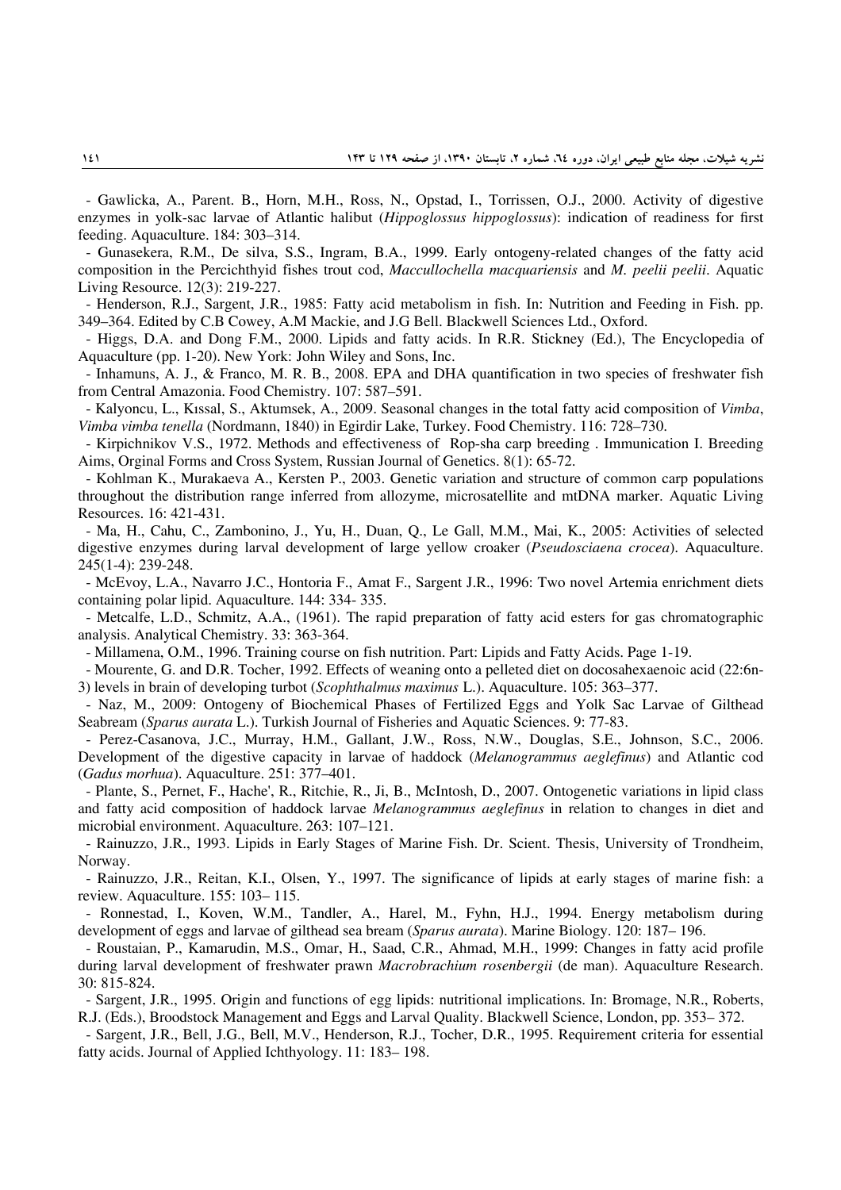- Gawlicka, A., Parent. B., Horn, M.H., Ross, N., Opstad, I., Torrissen, O.J., 2000. Activity of digestive enzymes in yolk-sac larvae of Atlantic halibut (*Hippoglossus hippoglossus*): indication of readiness for first feeding. Aquaculture. 184: 303–314.

- Gunasekera, R.M., De silva, S.S., Ingram, B.A., 1999. Early ontogeny-related changes of the fatty acid composition in the Percichthyid fishes trout cod, *Maccullochella macquariensis* and *M. peelii peelii*. Aquatic Living Resource. 12(3): 219-227.

- Henderson, R.J., Sargent, J.R., 1985: Fatty acid metabolism in fish. In: Nutrition and Feeding in Fish. pp. 349–364. Edited by C.B Cowey, A.M Mackie, and J.G Bell. Blackwell Sciences Ltd., Oxford.

- Higgs, D.A. and Dong F.M., 2000. Lipids and fatty acids. In R.R. Stickney (Ed.), The Encyclopedia of Aquaculture (pp. 1-20). New York: John Wiley and Sons, Inc.

- Inhamuns, A. J., & Franco, M. R. B., 2008. EPA and DHA quantification in two species of freshwater fish from Central Amazonia. Food Chemistry. 107: 587–591.

- Kalyoncu, L., Kıssal, S., Aktumsek, A., 2009. Seasonal changes in the total fatty acid composition of *Vimba*, *Vimba vimba tenella* (Nordmann, 1840) in Egirdir Lake, Turkey. Food Chemistry. 116: 728–730.

- Kirpichnikov V.S., 1972. Methods and effectiveness of Rop-sha carp breeding . Immunication I. Breeding Aims, Orginal Forms and Cross System, Russian Journal of Genetics. 8(1): 65-72.

- Kohlman K., Murakaeva A., Kersten P., 2003. Genetic variation and structure of common carp populations throughout the distribution range inferred from allozyme, microsatellite and mtDNA marker. Aquatic Living Resources. 16: 421-431.

- Ma, H., Cahu, C., Zambonino, J., Yu, H., Duan, Q., Le Gall, M.M., Mai, K., 2005: Activities of selected digestive enzymes during larval development of large yellow croaker (*Pseudosciaena crocea*). Aquaculture. 245(1-4): 239-248.

- McEvoy, L.A., Navarro J.C., Hontoria F., Amat F., Sargent J.R., 1996: Two novel Artemia enrichment diets containing polar lipid. Aquaculture. 144: 334- 335.

- Metcalfe, L.D., Schmitz, A.A., (1961). The rapid preparation of fatty acid esters for gas chromatographic analysis. Analytical Chemistry. 33: 363-364.

- Millamena, O.M., 1996. Training course on fish nutrition. Part: Lipids and Fatty Acids. Page 1-19.

- Mourente, G. and D.R. Tocher, 1992. Effects of weaning onto a pelleted diet on docosahexaenoic acid (22:6n-3) levels in brain of developing turbot (*Scophthalmus maximus* L.). Aquaculture. 105: 363–377.

- Naz, M., 2009: Ontogeny of Biochemical Phases of Fertilized Eggs and Yolk Sac Larvae of Gilthead Seabream (*Sparus aurata* L.). Turkish Journal of Fisheries and Aquatic Sciences. 9: 77-83.

- Perez-Casanova, J.C., Murray, H.M., Gallant, J.W., Ross, N.W., Douglas, S.E., Johnson, S.C., 2006. Development of the digestive capacity in larvae of haddock (*Melanogrammus aeglefinus*) and Atlantic cod (*Gadus morhua*). Aquaculture. 251: 377–401.

- Plante, S., Pernet, F., Hache', R., Ritchie, R., Ji, B., McIntosh, D., 2007. Ontogenetic variations in lipid class and fatty acid composition of haddock larvae *Melanogrammus aeglefinus* in relation to changes in diet and microbial environment. Aquaculture. 263: 107–121.

- Rainuzzo, J.R., 1993. Lipids in Early Stages of Marine Fish. Dr. Scient. Thesis, University of Trondheim, Norway.

- Rainuzzo, J.R., Reitan, K.I., Olsen, Y., 1997. The significance of lipids at early stages of marine fish: a review. Aquaculture. 155: 103– 115.

- Ronnestad, I., Koven, W.M., Tandler, A., Harel, M., Fyhn, H.J., 1994. Energy metabolism during development of eggs and larvae of gilthead sea bream (*Sparus aurata*). Marine Biology. 120: 187– 196.

- Roustaian, P., Kamarudin, M.S., Omar, H., Saad, C.R., Ahmad, M.H., 1999: Changes in fatty acid profile during larval development of freshwater prawn *Macrobrachium rosenbergii* (de man). Aquaculture Research. 30: 815-824.

- Sargent, J.R., 1995. Origin and functions of egg lipids: nutritional implications. In: Bromage, N.R., Roberts, R.J. (Eds.), Broodstock Management and Eggs and Larval Quality. Blackwell Science, London, pp. 353– 372.

- Sargent, J.R., Bell, J.G., Bell, M.V., Henderson, R.J., Tocher, D.R., 1995. Requirement criteria for essential fatty acids. Journal of Applied Ichthyology. 11: 183– 198.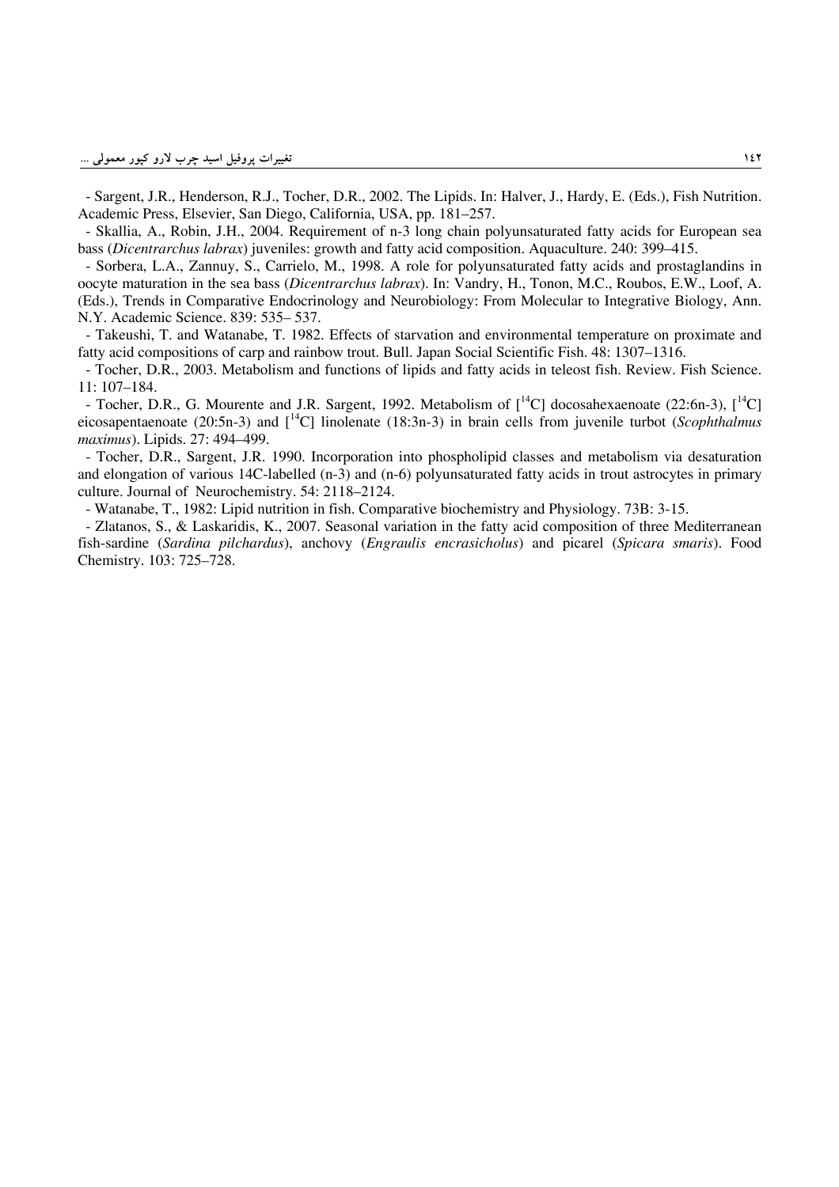- Sargent, J.R., Henderson, R.J., Tocher, D.R., 2002. The Lipids. In: Halver, J., Hardy, E. (Eds.), Fish Nutrition. Academic Press, Elsevier, San Diego, California, USA, pp. 181–257.

- Skallia, A., Robin, J.H., 2004. Requirement of n-3 long chain polyunsaturated fatty acids for European sea bass (*Dicentrarchus labrax*) juveniles: growth and fatty acid composition. Aquaculture. 240: 399–415.

- Sorbera, L.A., Zannuy, S., Carrielo, M., 1998. A role for polyunsaturated fatty acids and prostaglandins in oocyte maturation in the sea bass (*Dicentrarchus labrax*). In: Vandry, H., Tonon, M.C., Roubos, E.W., Loof, A. (Eds.), Trends in Comparative Endocrinology and Neurobiology: From Molecular to Integrative Biology, Ann. N.Y. Academic Science. 839: 535– 537.

- Takeushi, T. and Watanabe, T. 1982. Effects of starvation and environmental temperature on proximate and fatty acid compositions of carp and rainbow trout. Bull. Japan Social Scientific Fish. 48: 1307–1316.

- Tocher, D.R., 2003. Metabolism and functions of lipids and fatty acids in teleost fish. Review. Fish Science. 11: 107–184.

- Tocher, D.R., G. Mourente and J.R. Sargent, 1992. Metabolism of [$^{14}$C] docosahexaenoate (22:6n-3), [$^{14}$C] eicosapentaenoate (20:5n-3) and [$^{14}$C] linolenate (18:3n-3) in brain cells from juvenile turbot (*Scophthalmus maximus*). Lipids. 27: 494–499.

- Tocher, D.R., Sargent, J.R. 1990. Incorporation into phospholipid classes and metabolism via desaturation and elongation of various 14C-labelled (n-3) and (n-6) polyunsaturated fatty acids in trout astrocytes in primary culture. Journal of Neurochemistry. 54: 2118–2124.

- Watanabe, T., 1982: Lipid nutrition in fish. Comparative biochemistry and Physiology. 73B: 3-15.

- Zlatanos, S., & Laskaridis, K., 2007. Seasonal variation in the fatty acid composition of three Mediterranean fish-sardine (*Sardina pilchardus*), anchovy (*Engraulis encrasicholus*) and picarel (*Spicara smaris*). Food Chemistry. 103: 725–728.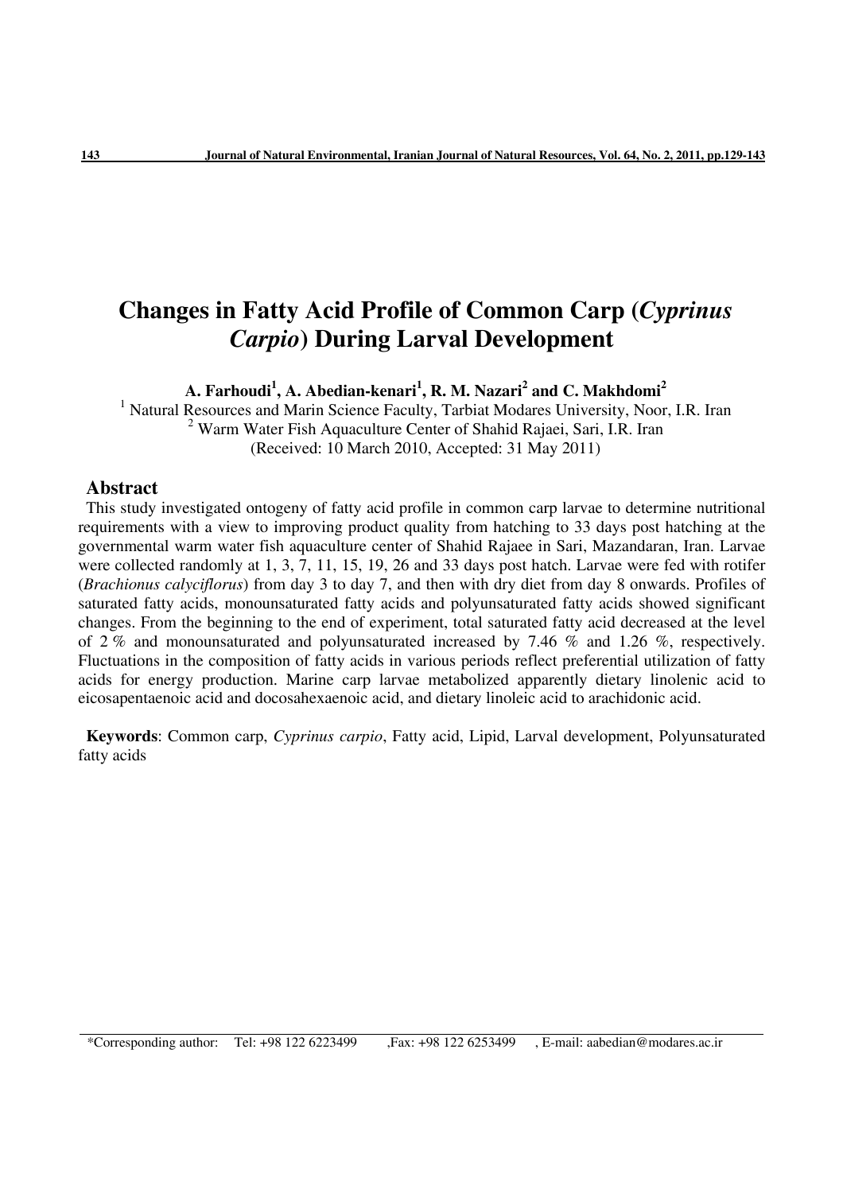# Changes in Fatty Acid Profile of Common Carp (*Cyprinus Carpio*) During Larval Development

**A. Farhoudi[1], A. Abedian-kenari[1], R. M. Nazari[2] and C. Makhdomi[2]**

[1] Natural Resources and Marin Science Faculty, Tarbiat Modares University, Noor, I.R. Iran
[2] Warm Water Fish Aquaculture Center of Shahid Rajaei, Sari, I.R. Iran
(Received: 10 March 2010, Accepted: 31 May 2011)

## Abstract

This study investigated ontogeny of fatty acid profile in common carp larvae to determine nutritional requirements with a view to improving product quality from hatching to 33 days post hatching at the governmental warm water fish aquaculture center of Shahid Rajaee in Sari, Mazandaran, Iran. Larvae were collected randomly at 1, 3, 7, 11, 15, 19, 26 and 33 days post hatch. Larvae were fed with rotifer (*Brachionus calyciflorus*) from day 3 to day 7, and then with dry diet from day 8 onwards. Profiles of saturated fatty acids, monounsaturated fatty acids and polyunsaturated fatty acids showed significant changes. From the beginning to the end of experiment, total saturated fatty acid decreased at the level of 2 % and monounsaturated and polyunsaturated increased by 7.46 % and 1.26 %, respectively. Fluctuations in the composition of fatty acids in various periods reflect preferential utilization of fatty acids for energy production. Marine carp larvae metabolized apparently dietary linolenic acid to eicosapentaenoic acid and docosahexaenoic acid, and dietary linoleic acid to arachidonic acid.

**Keywords**: Common carp, *Cyprinus carpio*, Fatty acid, Lipid, Larval development, Polyunsaturated fatty acids

*Corresponding author: Tel: +98 122 6223499 ,Fax: +98 122 6253499 , E-mail: aabedian@modares.ac.ir